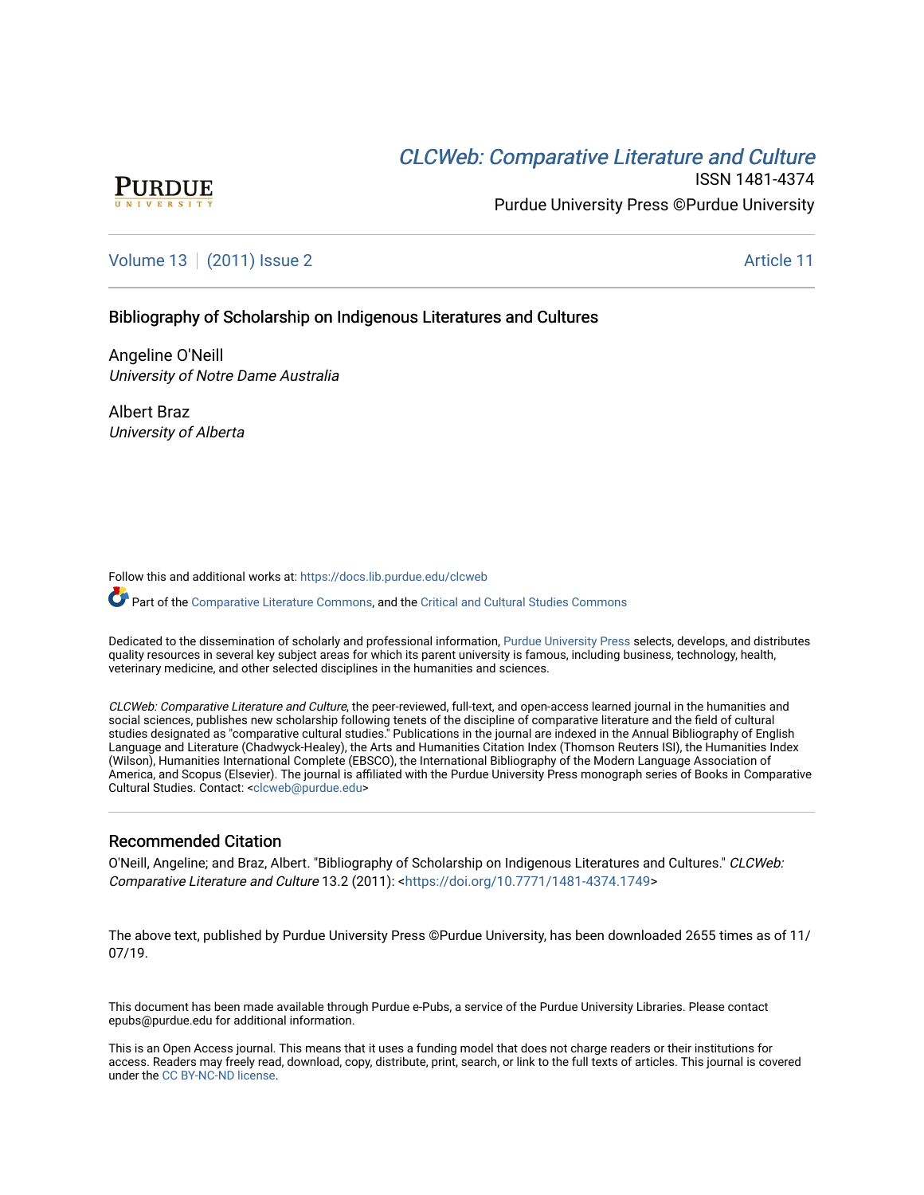CLCWeb: Comparative Literature and Culture

ISSN 1481-4374

Purdue University Press ©Purdue University

Volume 13 | (2011) Issue 2 — Article 11

Bibliography of Scholarship on Indigenous Literatures and Cultures

Angeline O'Neill
*University of Notre Dame Australia*

Albert Braz
*University of Alberta*

Follow this and additional works at: https://docs.lib.purdue.edu/clcweb

Part of the Comparative Literature Commons, and the Critical and Cultural Studies Commons

Dedicated to the dissemination of scholarly and professional information, Purdue University Press selects, develops, and distributes quality resources in several key subject areas for which its parent university is famous, including business, technology, health, veterinary medicine, and other selected disciplines in the humanities and sciences.

*CLCWeb: Comparative Literature and Culture*, the peer-reviewed, full-text, and open-access learned journal in the humanities and social sciences, publishes new scholarship following tenets of the discipline of comparative literature and the field of cultural studies designated as "comparative cultural studies." Publications in the journal are indexed in the Annual Bibliography of English Language and Literature (Chadwyck-Healey), the Arts and Humanities Citation Index (Thomson Reuters ISI), the Humanities Index (Wilson), Humanities International Complete (EBSCO), the International Bibliography of the Modern Language Association of America, and Scopus (Elsevier). The journal is affiliated with the Purdue University Press monograph series of Books in Comparative Cultural Studies. Contact: <clcweb@purdue.edu>

## Recommended Citation

O'Neill, Angeline; and Braz, Albert. "Bibliography of Scholarship on Indigenous Literatures and Cultures." *CLCWeb: Comparative Literature and Culture* 13.2 (2011): <https://doi.org/10.7771/1481-4374.1749>

The above text, published by Purdue University Press ©Purdue University, has been downloaded 2655 times as of 11/07/19.

This document has been made available through Purdue e-Pubs, a service of the Purdue University Libraries. Please contact epubs@purdue.edu for additional information.

This is an Open Access journal. This means that it uses a funding model that does not charge readers or their institutions for access. Readers may freely read, download, copy, distribute, print, search, or link to the full texts of articles. This journal is covered under the CC BY-NC-ND license.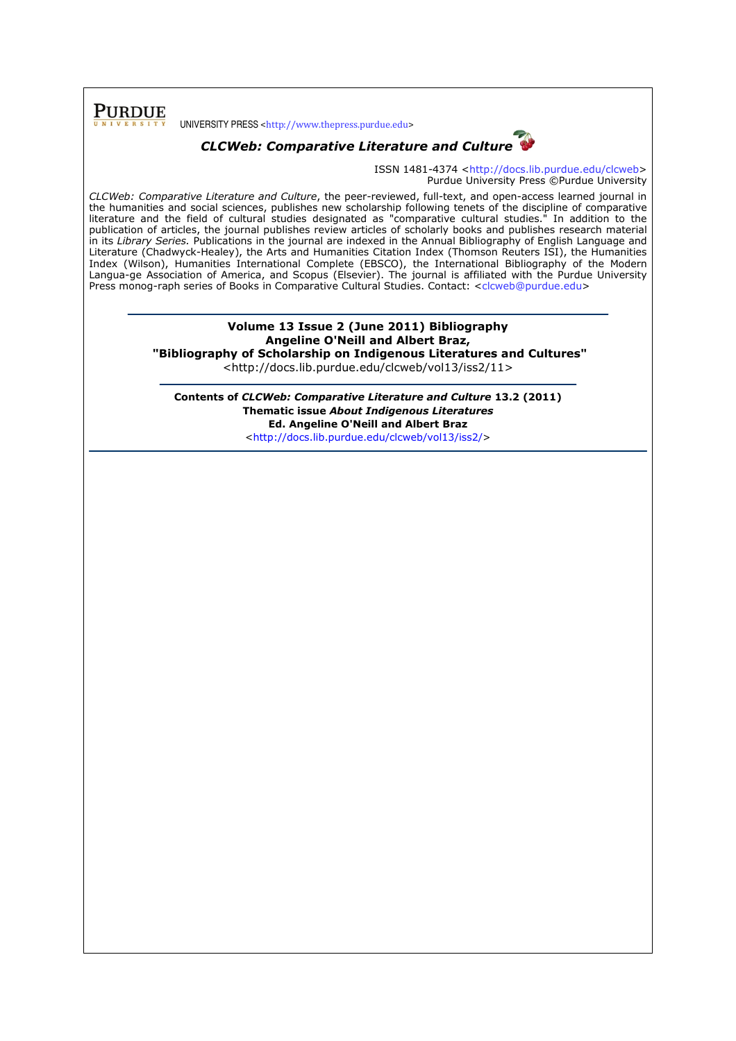PURDUE UNIVERSITY PRESS <http://www.thepress.purdue.edu>

# *CLCWeb: Comparative Literature and Culture*

ISSN 1481-4374 <http://docs.lib.purdue.edu/clcweb>
Purdue University Press ©Purdue University

*CLCWeb: Comparative Literature and Culture*, the peer-reviewed, full-text, and open-access learned journal in the humanities and social sciences, publishes new scholarship following tenets of the discipline of comparative literature and the field of cultural studies designated as "comparative cultural studies." In addition to the publication of articles, the journal publishes review articles of scholarly books and publishes research material in its *Library Series.* Publications in the journal are indexed in the Annual Bibliography of English Language and Literature (Chadwyck-Healey), the Arts and Humanities Citation Index (Thomson Reuters ISI), the Humanities Index (Wilson), Humanities International Complete (EBSCO), the International Bibliography of the Modern Langua-ge Association of America, and Scopus (Elsevier). The journal is affiliated with the Purdue University Press monog-raph series of Books in Comparative Cultural Studies. Contact: <clcweb@purdue.edu>

---

**Volume 13 Issue 2 (June 2011) Bibliography**
**Angeline O'Neill and Albert Braz,**
**"Bibliography of Scholarship on Indigenous Literatures and Cultures"**
<http://docs.lib.purdue.edu/clcweb/vol13/iss2/11>

---

**Contents of *CLCWeb: Comparative Literature and Culture* 13.2 (2011)**
**Thematic issue *About Indigenous Literatures***
**Ed. Angeline O'Neill and Albert Braz**
<http://docs.lib.purdue.edu/clcweb/vol13/iss2/>

---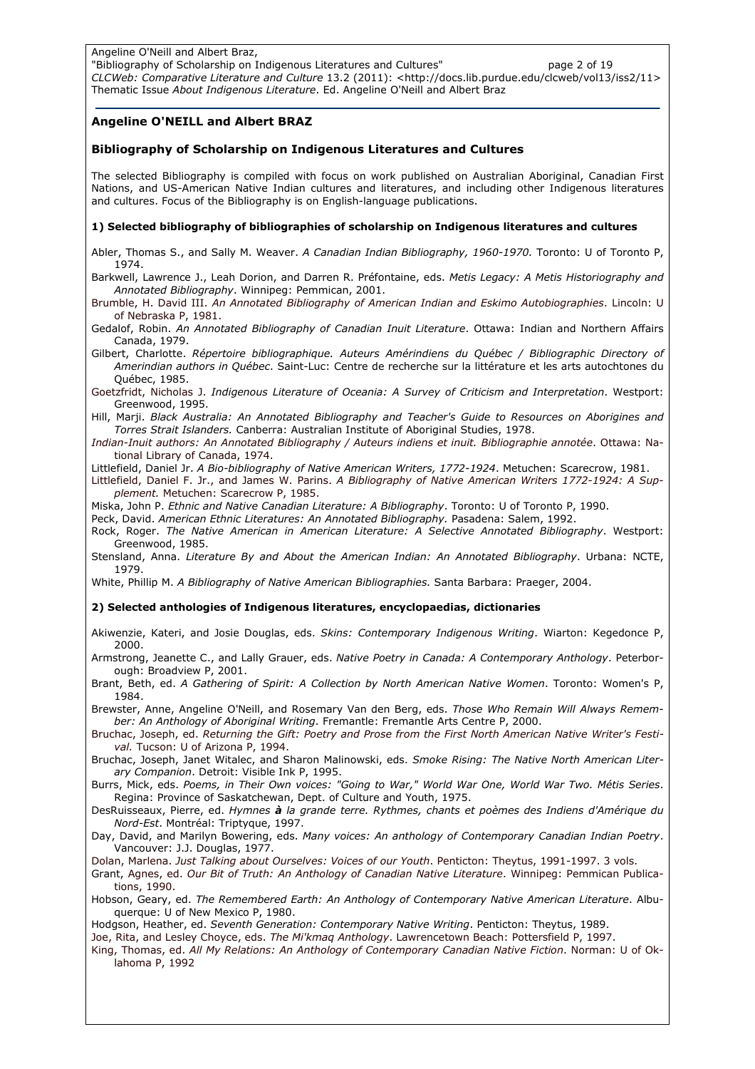## Angeline O'NEILL and Albert BRAZ

## Bibliography of Scholarship on Indigenous Literatures and Cultures

The selected Bibliography is compiled with focus on work published on Australian Aboriginal, Canadian First Nations, and US-American Native Indian cultures and literatures, and including other Indigenous literatures and cultures. Focus of the Bibliography is on English-language publications.

### 1) Selected bibliography of bibliographies of scholarship on Indigenous literatures and cultures

Abler, Thomas S., and Sally M. Weaver. *A Canadian Indian Bibliography, 1960-1970.* Toronto: U of Toronto P, 1974.

Barkwell, Lawrence J., Leah Dorion, and Darren R. Préfontaine, eds. *Metis Legacy: A Metis Historiography and Annotated Bibliography*. Winnipeg: Pemmican, 2001.

Brumble, H. David III. *An Annotated Bibliography of American Indian and Eskimo Autobiographies*. Lincoln: U of Nebraska P, 1981.

Gedalof, Robin. *An Annotated Bibliography of Canadian Inuit Literature*. Ottawa: Indian and Northern Affairs Canada, 1979.

Gilbert, Charlotte. *Répertoire bibliographique. Auteurs Amérindiens du Québec / Bibliographic Directory of Amerindian authors in Québec*. Saint-Luc: Centre de recherche sur la littérature et les arts autochtones du Québec, 1985.

Goetzfridt, Nicholas J. *Indigenous Literature of Oceania: A Survey of Criticism and Interpretation*. Westport: Greenwood, 1995.

Hill, Marji. *Black Australia: An Annotated Bibliography and Teacher's Guide to Resources on Aborigines and Torres Strait Islanders.* Canberra: Australian Institute of Aboriginal Studies, 1978.

*Indian-Inuit authors: An Annotated Bibliography / Auteurs indiens et inuit. Bibliographie annotée*. Ottawa: National Library of Canada, 1974.

Littlefield, Daniel Jr. *A Bio-bibliography of Native American Writers, 1772-1924*. Metuchen: Scarecrow, 1981.

Littlefield, Daniel F. Jr., and James W. Parins. *A Bibliography of Native American Writers 1772-1924: A Supplement.* Metuchen: Scarecrow P, 1985.

Miska, John P. *Ethnic and Native Canadian Literature: A Bibliography*. Toronto: U of Toronto P, 1990.

Peck, David. *American Ethnic Literatures: An Annotated Bibliography.* Pasadena: Salem, 1992.

Rock, Roger. *The Native American in American Literature: A Selective Annotated Bibliography*. Westport: Greenwood, 1985.

Stensland, Anna. *Literature By and About the American Indian: An Annotated Bibliography*. Urbana: NCTE, 1979.

White, Phillip M. *A Bibliography of Native American Bibliographies.* Santa Barbara: Praeger, 2004.

### 2) Selected anthologies of Indigenous literatures, encyclopaedias, dictionaries

Akiwenzie, Kateri, and Josie Douglas, eds. *Skins: Contemporary Indigenous Writing*. Wiarton: Kegedonce P, 2000.

Armstrong, Jeanette C., and Lally Grauer, eds. *Native Poetry in Canada: A Contemporary Anthology*. Peterborough: Broadview P, 2001.

Brant, Beth, ed. *A Gathering of Spirit: A Collection by North American Native Women*. Toronto: Women's P, 1984.

Brewster, Anne, Angeline O'Neill, and Rosemary Van den Berg, eds. *Those Who Remain Will Always Remember: An Anthology of Aboriginal Writing*. Fremantle: Fremantle Arts Centre P, 2000.

Bruchac, Joseph, ed. *Returning the Gift: Poetry and Prose from the First North American Native Writer's Festival.* Tucson: U of Arizona P, 1994.

Bruchac, Joseph, Janet Witalec, and Sharon Malinowski, eds. *Smoke Rising: The Native North American Literary Companion*. Detroit: Visible Ink P, 1995.

Burrs, Mick, eds. *Poems, in Their Own voices: "Going to War," World War One, World War Two. Métis Series*. Regina: Province of Saskatchewan, Dept. of Culture and Youth, 1975.

DesRuisseaux, Pierre, ed. *Hymnes* ***à*** *la grande terre. Rythmes, chants et poèmes des Indiens d'Amérique du Nord-Est*. Montréal: Triptyque, 1997.

Day, David, and Marilyn Bowering, eds. *Many voices: An anthology of Contemporary Canadian Indian Poetry*. Vancouver: J.J. Douglas, 1977.

Dolan, Marlena. *Just Talking about Ourselves: Voices of our Youth*. Penticton: Theytus, 1991-1997. 3 vols.

Grant, Agnes, ed. *Our Bit of Truth: An Anthology of Canadian Native Literature*. Winnipeg: Pemmican Publications, 1990.

Hobson, Geary, ed. *The Remembered Earth: An Anthology of Contemporary Native American Literature*. Albuquerque: U of New Mexico P, 1980.

Hodgson, Heather, ed. *Seventh Generation: Contemporary Native Writing*. Penticton: Theytus, 1989.

Joe, Rita, and Lesley Choyce, eds. *The Mi'kmaq Anthology*. Lawrencetown Beach: Pottersfield P, 1997.

King, Thomas, ed. *All My Relations: An Anthology of Contemporary Canadian Native Fiction*. Norman: U of Oklahoma P, 1992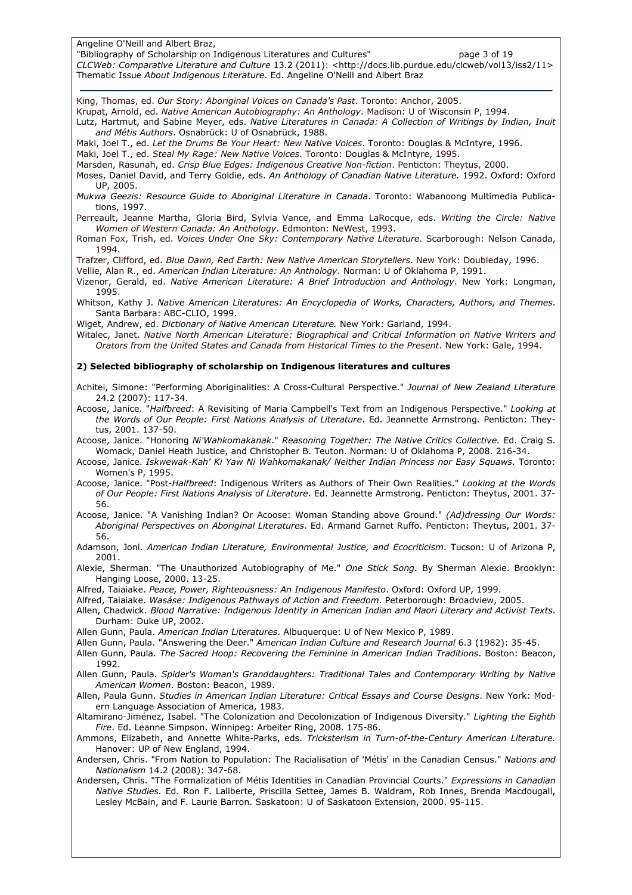King, Thomas, ed. *Our Story: Aboriginal Voices on Canada's Past*. Toronto: Anchor, 2005.

Krupat, Arnold, ed. *Native American Autobiography: An Anthology*. Madison: U of Wisconsin P, 1994.

Lutz, Hartmut, and Sabine Meyer, eds. *Native Literatures in Canada: A Collection of Writings by Indian, Inuit and Métis Authors*. Osnabrück: U of Osnabrück, 1988.

Maki, Joel T., ed. *Let the Drums Be Your Heart: New Native Voices*. Toronto: Douglas & McIntyre, 1996.

Maki, Joel T., ed. *Steal My Rage: New Native Voices*. Toronto: Douglas & McIntyre, 1995.

Marsden, Rasunah, ed. *Crisp Blue Edges: Indigenous Creative Non-fiction*. Penticton: Theytus, 2000.

Moses, Daniel David, and Terry Goldie, eds. *An Anthology of Canadian Native Literature.* 1992. Oxford: Oxford UP, 2005.

*Mukwa Geezis: Resource Guide to Aboriginal Literature in Canada*. Toronto: Wabanoong Multimedia Publications, 1997.

Perreault, Jeanne Martha, Gloria Bird, Sylvia Vance, and Emma LaRocque, eds. *Writing the Circle: Native Women of Western Canada: An Anthology*. Edmonton: NeWest, 1993.

Roman Fox, Trish, ed. *Voices Under One Sky: Contemporary Native Literature*. Scarborough: Nelson Canada, 1994.

Trafzer, Clifford, ed. *Blue Dawn, Red Earth: New Native American Storytellers*. New York: Doubleday, 1996.

Vellie, Alan R., ed. *American Indian Literature: An Anthology*. Norman: U of Oklahoma P, 1991.

Vizenor, Gerald, ed. *Native American Literature: A Brief Introduction and Anthology*. New York: Longman, 1995.

Whitson, Kathy J. *Native American Literatures: An Encyclopedia of Works, Characters, Authors, and Themes*. Santa Barbara: ABC-CLIO, 1999.

Wiget, Andrew, ed. *Dictionary of Native American Literature.* New York: Garland, 1994.

Witalec, Janet. *Native North American Literature: Biographical and Critical Information on Native Writers and Orators from the United States and Canada from Historical Times to the Present*. New York: Gale, 1994.

**2) Selected bibliography of scholarship on Indigenous literatures and cultures**

Achitei, Simone: "Performing Aboriginalities: A Cross-Cultural Perspective." *Journal of New Zealand Literature* 24.2 (2007): 117-34.

Acoose, Janice. "*Halfbreed*: A Revisiting of Maria Campbell's Text from an Indigenous Perspective." *Looking at the Words of Our People: First Nations Analysis of Literature*. Ed. Jeannette Armstrong. Penticton: Theytus, 2001. 137-50.

Acoose, Janice. "Honoring *Ni'Wahkomakanak*." *Reasoning Together: The Native Critics Collective.* Ed. Craig S. Womack, Daniel Heath Justice, and Christopher B. Teuton. Norman: U of Oklahoma P, 2008. 216-34.

Acoose, Janice. *Iskwewak-Kah' Ki Yaw Ni Wahkomakanak/ Neither Indian Princess nor Easy Squaws*. Toronto: Women's P, 1995.

Acoose, Janice. "Post-*Halfbreed*: Indigenous Writers as Authors of Their Own Realities." *Looking at the Words of Our People: First Nations Analysis of Literature*. Ed. Jeannette Armstrong. Penticton: Theytus, 2001. 37-56.

Acoose, Janice. "A Vanishing Indian? Or Acoose: Woman Standing above Ground." *(Ad)dressing Our Words: Aboriginal Perspectives on Aboriginal Literatures*. Ed. Armand Garnet Ruffo. Penticton: Theytus, 2001. 37-56.

Adamson, Joni. *American Indian Literature, Environmental Justice, and Ecocriticism*. Tucson: U of Arizona P, 2001.

Alexie, Sherman. "The Unauthorized Autobiography of Me." *One Stick Song*. By Sherman Alexie. Brooklyn: Hanging Loose, 2000. 13-25.

Alfred, Taiaiake. *Peace, Power, Righteousness: An Indigenous Manifesto*. Oxford: Oxford UP, 1999.

Alfred, Taiaiake. *Wasáse: Indigenous Pathways of Action and Freedom*. Peterborough: Broadview, 2005.

Allen, Chadwick. *Blood Narrative: Indigenous Identity in American Indian and Maori Literary and Activist Texts*. Durham: Duke UP, 2002.

Allen Gunn, Paula. *American Indian Literatures*. Albuquerque: U of New Mexico P, 1989.

Allen Gunn, Paula. "Answering the Deer." *American Indian Culture and Research Journal* 6.3 (1982): 35-45.

Allen Gunn, Paula. *The Sacred Hoop: Recovering the Feminine in American Indian Traditions*. Boston: Beacon, 1992.

Allen Gunn, Paula. *Spider's Woman's Granddaughters: Traditional Tales and Contemporary Writing by Native American Women*. Boston: Beacon, 1989.

Allen, Paula Gunn. *Studies in American Indian Literature: Critical Essays and Course Designs*. New York: Modern Language Association of America, 1983.

Altamirano-Jiménez, Isabel. "The Colonization and Decolonization of Indigenous Diversity." *Lighting the Eighth Fire*. Ed. Leanne Simpson. Winnipeg: Arbeiter Ring, 2008. 175-86.

Ammons, Elizabeth, and Annette White-Parks, eds. *Tricksterism in Turn-of-the-Century American Literature.* Hanover: UP of New England, 1994.

Andersen, Chris. "From Nation to Population: The Racialisation of 'Métis' in the Canadian Census." *Nations and Nationalism* 14.2 (2008): 347-68.

Andersen, Chris. "The Formalization of Métis Identities in Canadian Provincial Courts." *Expressions in Canadian Native Studies.* Ed. Ron F. Laliberte, Priscilla Settee, James B. Waldram, Rob Innes, Brenda Macdougall, Lesley McBain, and F. Laurie Barron. Saskatoon: U of Saskatoon Extension, 2000. 95-115.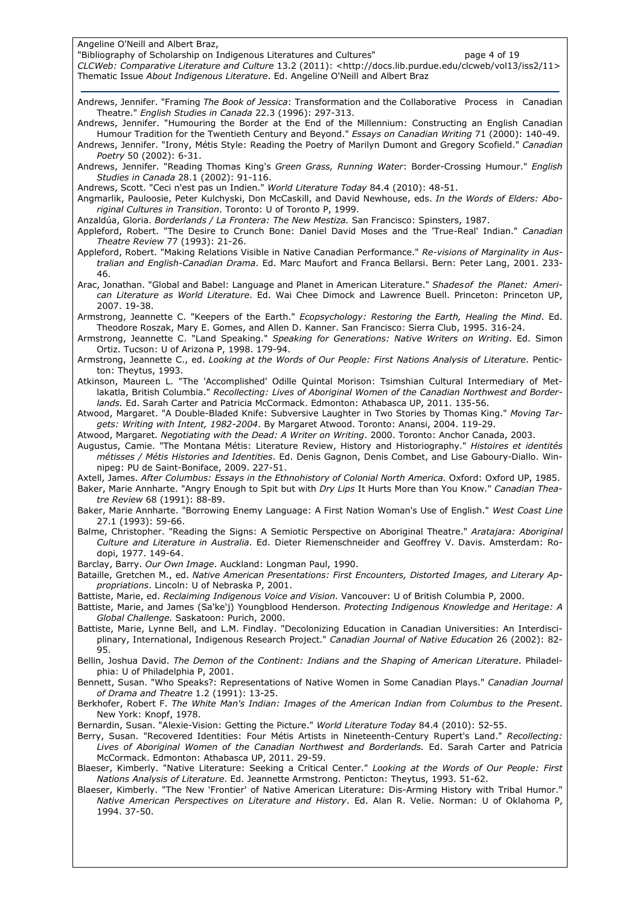Andrews, Jennifer. "Framing *The Book of Jessica*: Transformation and the Collaborative Process in Canadian Theatre." *English Studies in Canada* 22.3 (1996): 297-313.

Andrews, Jennifer. "Humouring the Border at the End of the Millennium: Constructing an English Canadian Humour Tradition for the Twentieth Century and Beyond." *Essays on Canadian Writing* 71 (2000): 140-49.

Andrews, Jennifer. "Irony, Métis Style: Reading the Poetry of Marilyn Dumont and Gregory Scofield." *Canadian Poetry* 50 (2002): 6-31.

Andrews, Jennifer. "Reading Thomas King's *Green Grass, Running Water*: Border-Crossing Humour." *English Studies in Canada* 28.1 (2002): 91-116.

Andrews, Scott. "Ceci n'est pas un Indien." *World Literature Today* 84.4 (2010): 48-51.

Angmarlik, Pauloosie, Peter Kulchyski, Don McCaskill, and David Newhouse, eds. *In the Words of Elders: Aboriginal Cultures in Transition*. Toronto: U of Toronto P, 1999.

Anzaldúa, Gloria. *Borderlands / La Frontera: The New Mestiza.* San Francisco: Spinsters, 1987.

Appleford, Robert. "The Desire to Crunch Bone: Daniel David Moses and the 'True-Real' Indian." *Canadian Theatre Review* 77 (1993): 21-26.

Appleford, Robert. "Making Relations Visible in Native Canadian Performance." *Re-visions of Marginality in Australian and English-Canadian Drama*. Ed. Marc Maufort and Franca Bellarsi. Bern: Peter Lang, 2001. 233-46.

Arac, Jonathan. "Global and Babel: Language and Planet in American Literature." *Shadesof the Planet: American Literature as World Literature*. Ed. Wai Chee Dimock and Lawrence Buell. Princeton: Princeton UP, 2007. 19-38.

Armstrong, Jeannette C. "Keepers of the Earth." *Ecopsychology: Restoring the Earth, Healing the Mind*. Ed. Theodore Roszak, Mary E. Gomes, and Allen D. Kanner. San Francisco: Sierra Club, 1995. 316-24.

Armstrong, Jeannette C. "Land Speaking." *Speaking for Generations: Native Writers on Writing*. Ed. Simon Ortiz. Tucson: U of Arizona P, 1998. 179-94.

Armstrong, Jeannette C., ed. *Looking at the Words of Our People: First Nations Analysis of Literature*. Penticton: Theytus, 1993.

Atkinson, Maureen L. "The 'Accomplished' Odille Quintal Morison: Tsimshian Cultural Intermediary of Metlakatla, British Columbia." *Recollecting: Lives of Aboriginal Women of the Canadian Northwest and Borderlands.* Ed. Sarah Carter and Patricia McCormack. Edmonton: Athabasca UP, 2011. 135-56.

Atwood, Margaret. "A Double-Bladed Knife: Subversive Laughter in Two Stories by Thomas King." *Moving Targets: Writing with Intent, 1982-2004*. By Margaret Atwood. Toronto: Anansi, 2004. 119-29.

Atwood, Margaret. *Negotiating with the Dead: A Writer on Writing*. 2000. Toronto: Anchor Canada, 2003.

Augustus, Camie. "The Montana Métis: Literature Review, History and Historiography." *Histoires et identités métisses / Métis Histories and Identities*. Ed. Denis Gagnon, Denis Combet, and Lise Gaboury-Diallo. Winnipeg: PU de Saint-Boniface, 2009. 227-51.

Axtell, James. *After Columbus: Essays in the Ethnohistory of Colonial North America.* Oxford: Oxford UP, 1985.

Baker, Marie Annharte. "Angry Enough to Spit but with *Dry Lips* It Hurts More than You Know." *Canadian Theatre Review* 68 (1991): 88-89.

Baker, Marie Annharte. "Borrowing Enemy Language: A First Nation Woman's Use of English." *West Coast Line* 27.1 (1993): 59-66.

Balme, Christopher. "Reading the Signs: A Semiotic Perspective on Aboriginal Theatre." *Aratajara: Aboriginal Culture and Literature in Australia*. Ed. Dieter Riemenschneider and Geoffrey V. Davis. Amsterdam: Rodopi, 1977. 149-64.

Barclay, Barry. *Our Own Image*. Auckland: Longman Paul, 1990.

Bataille, Gretchen M., ed. *Native American Presentations: First Encounters, Distorted Images, and Literary Appropriations*. Lincoln: U of Nebraska P, 2001.

Battiste, Marie, ed. *Reclaiming Indigenous Voice and Vision*. Vancouver: U of British Columbia P, 2000.

Battiste, Marie, and James (Sa'ke'j) Youngblood Henderson. *Protecting Indigenous Knowledge and Heritage: A Global Challenge.* Saskatoon: Purich, 2000.

Battiste, Marie, Lynne Bell, and L.M. Findlay. "Decolonizing Education in Canadian Universities: An Interdisciplinary, International, Indigenous Research Project." *Canadian Journal of Native Education* 26 (2002): 82-95.

Bellin, Joshua David. *The Demon of the Continent: Indians and the Shaping of American Literature*. Philadelphia: U of Philadelphia P, 2001.

Bennett, Susan. "Who Speaks?: Representations of Native Women in Some Canadian Plays." *Canadian Journal of Drama and Theatre* 1.2 (1991): 13-25.

Berkhofer, Robert F. *The White Man's Indian: Images of the American Indian from Columbus to the Present*. New York: Knopf, 1978.

Bernardin, Susan. "Alexie-Vision: Getting the Picture." *World Literature Today* 84.4 (2010): 52-55.

Berry, Susan. "Recovered Identities: Four Métis Artists in Nineteenth-Century Rupert's Land." *Recollecting: Lives of Aboriginal Women of the Canadian Northwest and Borderlands.* Ed. Sarah Carter and Patricia McCormack. Edmonton: Athabasca UP, 2011. 29-59.

Blaeser, Kimberly. "Native Literature: Seeking a Critical Center." *Looking at the Words of Our People: First Nations Analysis of Literature*. Ed. Jeannette Armstrong. Penticton: Theytus, 1993. 51-62.

Blaeser, Kimberly. "The New 'Frontier' of Native American Literature: Dis-Arming History with Tribal Humor." *Native American Perspectives on Literature and History*. Ed. Alan R. Velie. Norman: U of Oklahoma P, 1994. 37-50.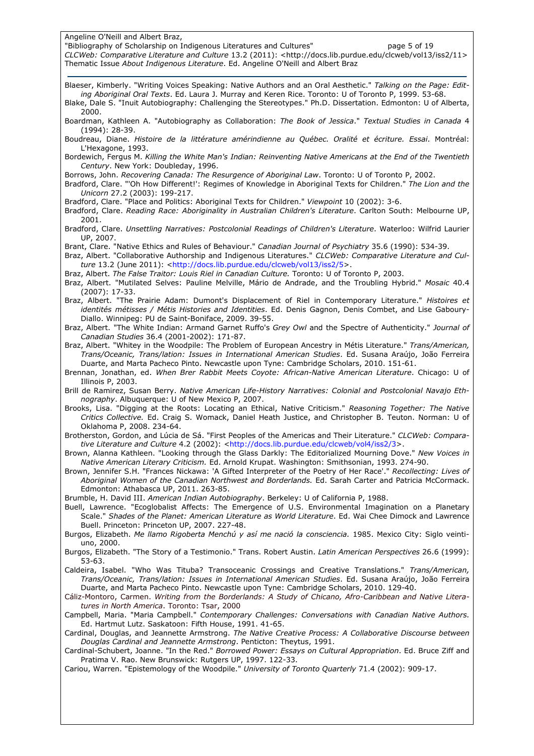Blaeser, Kimberly. "Writing Voices Speaking: Native Authors and an Oral Aesthetic." *Talking on the Page: Editing Aboriginal Oral Texts*. Ed. Laura J. Murray and Keren Rice. Toronto: U of Toronto P, 1999. 53-68.

Blake, Dale S. "Inuit Autobiography: Challenging the Stereotypes." Ph.D. Dissertation. Edmonton: U of Alberta, 2000.

Boardman, Kathleen A. "Autobiography as Collaboration: *The Book of Jessica*." *Textual Studies in Canada* 4 (1994): 28-39.

Boudreau, Diane. *Histoire de la littérature amérindienne au Québec. Oralité et écriture. Essai*. Montréal: L'Hexagone, 1993.

Bordewich, Fergus M. *Killing the White Man's Indian: Reinventing Native Americans at the End of the Twentieth Century*. New York: Doubleday, 1996.

Borrows, John. *Recovering Canada: The Resurgence of Aboriginal Law*. Toronto: U of Toronto P, 2002.

Bradford, Clare. "'Oh How Different!': Regimes of Knowledge in Aboriginal Texts for Children." *The Lion and the Unicorn* 27.2 (2003): 199-217.

Bradford, Clare. "Place and Politics: Aboriginal Texts for Children." *Viewpoint* 10 (2002): 3-6.

Bradford, Clare. *Reading Race: Aboriginality in Australian Children's Literature*. Carlton South: Melbourne UP, 2001.

Bradford, Clare. *Unsettling Narratives: Postcolonial Readings of Children's Literature*. Waterloo: Wilfrid Laurier UP, 2007.

Brant, Clare. "Native Ethics and Rules of Behaviour." *Canadian Journal of Psychiatry* 35.6 (1990): 534-39.

Braz, Albert. "Collaborative Authorship and Indigenous Literatures." *CLCWeb: Comparative Literature and Culture* 13.2 (June 2011): <http://docs.lib.purdue.edu/clcweb/vol13/iss2/5>.

Braz, Albert. *The False Traitor: Louis Riel in Canadian Culture.* Toronto: U of Toronto P, 2003.

Braz, Albert. "Mutilated Selves: Pauline Melville, Mário de Andrade, and the Troubling Hybrid." *Mosaic* 40.4 (2007): 17-33.

Braz, Albert. "The Prairie Adam: Dumont's Displacement of Riel in Contemporary Literature." *Histoires et identités métisses / Métis Histories and Identities*. Ed. Denis Gagnon, Denis Combet, and Lise Gaboury-Diallo. Winnipeg: PU de Saint-Boniface, 2009. 39-55.

Braz, Albert. "The White Indian: Armand Garnet Ruffo's *Grey Owl* and the Spectre of Authenticity." *Journal of Canadian Studies* 36.4 (2001-2002): 171-87.

Braz, Albert. "Whitey in the Woodpile: The Problem of European Ancestry in Métis Literature." *Trans/American, Trans/Oceanic, Trans/lation: Issues in International American Studies*. Ed. Susana Araújo, João Ferreira Duarte, and Marta Pacheco Pinto. Newcastle upon Tyne: Cambridge Scholars, 2010. 151-61.

Brennan, Jonathan, ed. *When Brer Rabbit Meets Coyote: African-Native American Literature*. Chicago: U of Illinois P, 2003.

Brill de Ramirez, Susan Berry. *Native American Life-History Narratives: Colonial and Postcolonial Navajo Ethnography*. Albuquerque: U of New Mexico P, 2007.

Brooks, Lisa. "Digging at the Roots: Locating an Ethical, Native Criticism." *Reasoning Together: The Native Critics Collective.* Ed. Craig S. Womack, Daniel Heath Justice, and Christopher B. Teuton. Norman: U of Oklahoma P, 2008. 234-64.

Brotherston, Gordon, and Lúcia de Sá. "First Peoples of the Americas and Their Literature." *CLCWeb: Comparative Literature and Culture* 4.2 (2002): <http://docs.lib.purdue.edu/clcweb/vol4/iss2/3>.

Brown, Alanna Kathleen. "Looking through the Glass Darkly: The Editorialized Mourning Dove." *New Voices in Native American Literary Criticism.* Ed. Arnold Krupat. Washington: Smithsonian, 1993. 274-90.

Brown, Jennifer S.H. "Frances Nickawa: 'A Gifted Interpreter of the Poetry of Her Race'." *Recollecting: Lives of Aboriginal Women of the Canadian Northwest and Borderlands.* Ed. Sarah Carter and Patricia McCormack. Edmonton: Athabasca UP, 2011. 263-85.

Brumble, H. David III. *American Indian Autobiography*. Berkeley: U of California P, 1988.

Buell, Lawrence. "Ecoglobalist Affects: The Emergence of U.S. Environmental Imagination on a Planetary Scale." *Shades of the Planet: American Literature as World Literature*. Ed. Wai Chee Dimock and Lawrence Buell. Princeton: Princeton UP, 2007. 227-48.

Burgos, Elizabeth. *Me llamo Rigoberta Menchú y así me nació la consciencia.* 1985. Mexico City: Siglo veintiuno, 2000.

Burgos, Elizabeth. "The Story of a Testimonio." Trans. Robert Austin. *Latin American Perspectives* 26.6 (1999): 53-63.

Caldeira, Isabel. "Who Was Tituba? Transoceanic Crossings and Creative Translations." *Trans/American, Trans/Oceanic, Trans/lation: Issues in International American Studies*. Ed. Susana Araújo, João Ferreira Duarte, and Marta Pacheco Pinto. Newcastle upon Tyne: Cambridge Scholars, 2010. 129-40.

Cáliz-Montoro, Carmen. *Writing from the Borderlands: A Study of Chicano, Afro-Caribbean and Native Literatures in North America*. Toronto: Tsar, 2000

Campbell, Maria. "Maria Campbell." *Contemporary Challenges: Conversations with Canadian Native Authors.* Ed. Hartmut Lutz. Saskatoon: Fifth House, 1991. 41-65.

Cardinal, Douglas, and Jeannette Armstrong. *The Native Creative Process: A Collaborative Discourse between Douglas Cardinal and Jeannette Armstrong*. Penticton: Theytus, 1991.

Cardinal-Schubert, Joanne. "In the Red." *Borrowed Power: Essays on Cultural Appropriation*. Ed. Bruce Ziff and Pratima V. Rao. New Brunswick: Rutgers UP, 1997. 122-33.

Cariou, Warren. "Epistemology of the Woodpile." *University of Toronto Quarterly* 71.4 (2002): 909-17.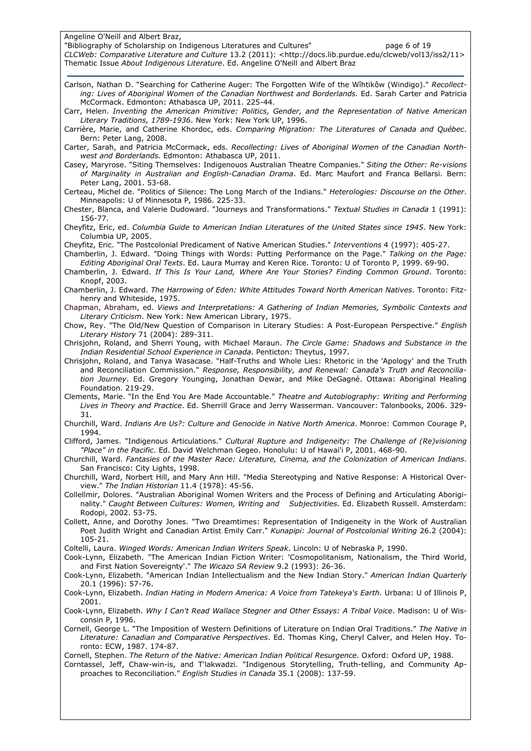Carlson, Nathan D. "Searching for Catherine Auger: The Forgotten Wife of the Wîhtikôw (Windigo)." *Recollecting: Lives of Aboriginal Women of the Canadian Northwest and Borderlands.* Ed. Sarah Carter and Patricia McCormack. Edmonton: Athabasca UP, 2011. 225-44.

Carr, Helen. *Inventing the American Primitive: Politics, Gender, and the Representation of Native American Literary Traditions, 1789-1936*. New York: New York UP, 1996.

Carrière, Marie, and Catherine Khordoc, eds. *Comparing Migration: The Literatures of Canada and Québec*. Bern: Peter Lang, 2008.

Carter, Sarah, and Patricia McCormack, eds. *Recollecting: Lives of Aboriginal Women of the Canadian Northwest and Borderlands.* Edmonton: Athabasca UP, 2011.

Casey, Maryrose. "Siting Themselves: Indigenouos Australian Theatre Companies." *Siting the Other: Re-visions of Marginality in Australian and English-Canadian Drama*. Ed. Marc Maufort and Franca Bellarsi. Bern: Peter Lang, 2001. 53-68.

Certeau, Michel de. "Politics of Silence: The Long March of the Indians." *Heterologies: Discourse on the Other*. Minneapolis: U of Minnesota P, 1986. 225-33.

Chester, Blanca, and Valerie Dudoward. "Journeys and Transformations." *Textual Studies in Canada* 1 (1991): 156-77.

Cheyfitz, Eric, ed. *Columbia Guide to American Indian Literatures of the United States since 1945*. New York: Columbia UP, 2005.

Cheyfitz, Eric. "The Postcolonial Predicament of Native American Studies." *Interventions* 4 (1997): 405-27.

Chamberlin, J. Edward. "Doing Things with Words: Putting Performance on the Page." *Talking on the Page: Editing Aboriginal Oral Texts*. Ed. Laura Murray and Keren Rice. Toronto: U of Toronto P, 1999. 69-90.

Chamberlin, J. Edward. *If This Is Your Land, Where Are Your Stories? Finding Common Ground*. Toronto: Knopf, 2003.

Chamberlin, J. Edward. *The Harrowing of Eden: White Attitudes Toward North American Natives*. Toronto: Fitzhenry and Whiteside, 1975.

Chapman, Abraham, ed. *Views and Interpretations: A Gathering of Indian Memories, Symbolic Contexts and Literary Criticism*. New York: New American Library, 1975.

Chow, Rey. "The Old/New Question of Comparison in Literary Studies: A Post-European Perspective." *English Literary History* 71 (2004): 289-311.

Chrisjohn, Roland, and Sherri Young, with Michael Maraun. *The Circle Game: Shadows and Substance in the Indian Residential School Experience in Canada*. Penticton: Theytus, 1997.

Chrisjohn, Roland, and Tanya Wasacase. "Half-Truths and Whole Lies: Rhetoric in the 'Apology' and the Truth and Reconciliation Commission." *Response, Responsibility, and Renewal: Canada's Truth and Reconciliation Journey*. Ed. Gregory Younging, Jonathan Dewar, and Mike DeGagné. Ottawa: Aboriginal Healing Foundation. 219-29.

Clements, Marie. "In the End You Are Made Accountable." *Theatre and Autobiography: Writing and Performing Lives in Theory and Practice*. Ed. Sherrill Grace and Jerry Wasserman. Vancouver: Talonbooks, 2006. 329-31.

Churchill, Ward. *Indians Are Us?: Culture and Genocide in Native North America*. Monroe: Common Courage P, 1994.

Clifford, James. "Indigenous Articulations." *Cultural Rupture and Indigeneity: The Challenge of (Re)visioning "Place" in the Pacific*. Ed. David Welchman Gegeo. Honolulu: U of Hawai'i P, 2001. 468-90.

Churchill, Ward. *Fantasies of the Master Race: Literature, Cinema, and the Colonization of American Indians*. San Francisco: City Lights, 1998.

Churchill, Ward, Norbert Hill, and Mary Ann Hill. "Media Stereotyping and Native Response: A Historical Overview." *The Indian Historian* 11.4 (1978): 45-56.

Collellmir, Dolores. "Australian Aboriginal Women Writers and the Process of Defining and Articulating Aboriginality." *Caught Between Cultures: Women, Writing and Subjectivities.* Ed. Elizabeth Russell. Amsterdam: Rodopi, 2002. 53-75.

Collett, Anne, and Dorothy Jones. "Two Dreamtimes: Representation of Indigeneity in the Work of Australian Poet Judith Wright and Canadian Artist Emily Carr." *Kunapipi: Journal of Postcolonial Writing* 26.2 (2004): 105-21.

Coltelli, Laura. *Winged Words: American Indian Writers Speak*. Lincoln: U of Nebraska P, 1990.

Cook-Lynn, Elizabeth. "The American Indian Fiction Writer: 'Cosmopolitanism, Nationalism, the Third World, and First Nation Sovereignty'." *The Wicazo SA Review* 9.2 (1993): 26-36.

Cook-Lynn, Elizabeth. "American Indian Intellectualism and the New Indian Story." *American Indian Quarterly* 20.1 (1996): 57-76.

Cook-Lynn, Elizabeth. *Indian Hating in Modern America: A Voice from Tatekeya's Earth*. Urbana: U of Illinois P, 2001.

Cook-Lynn, Elizabeth. *Why I Can't Read Wallace Stegner and Other Essays: A Tribal Voice*. Madison: U of Wisconsin P, 1996.

Cornell, George L. "The Imposition of Western Definitions of Literature on Indian Oral Traditions." *The Native in Literature: Canadian and Comparative Perspectives*. Ed. Thomas King, Cheryl Calver, and Helen Hoy. Toronto: ECW, 1987. 174-87.

Cornell, Stephen. *The Return of the Native: American Indian Political Resurgence*. Oxford: Oxford UP, 1988.

Corntassel, Jeff, Chaw-win-is, and T'lakwadzi. "Indigenous Storytelling, Truth-telling, and Community Approaches to Reconciliation." *English Studies in Canada* 35.1 (2008): 137-59.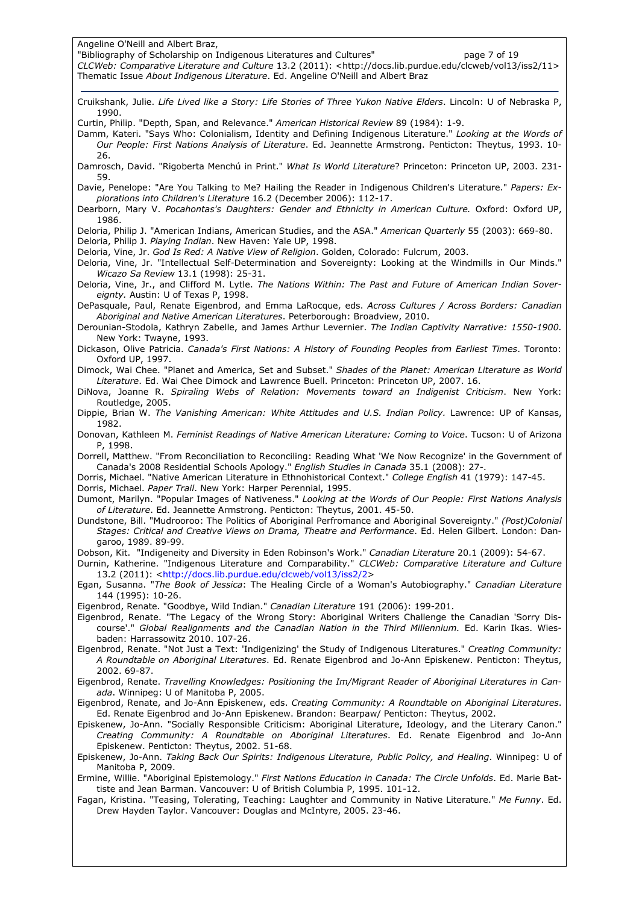Cruikshank, Julie. *Life Lived like a Story: Life Stories of Three Yukon Native Elders*. Lincoln: U of Nebraska P, 1990.

Curtin, Philip. "Depth, Span, and Relevance." *American Historical Review* 89 (1984): 1-9.

Damm, Kateri. "Says Who: Colonialism, Identity and Defining Indigenous Literature." *Looking at the Words of Our People: First Nations Analysis of Literature*. Ed. Jeannette Armstrong. Penticton: Theytus, 1993. 10-26.

Damrosch, David. "Rigoberta Menchú in Print." *What Is World Literature*? Princeton: Princeton UP, 2003. 231-59.

Davie, Penelope: "Are You Talking to Me? Hailing the Reader in Indigenous Children's Literature." *Papers: Explorations into Children's Literature* 16.2 (December 2006): 112-17.

Dearborn, Mary V. *Pocahontas's Daughters: Gender and Ethnicity in American Culture.* Oxford: Oxford UP, 1986.

Deloria, Philip J. "American Indians, American Studies, and the ASA." *American Quarterly* 55 (2003): 669-80.

Deloria, Philip J. *Playing Indian*. New Haven: Yale UP, 1998.

Deloria, Vine, Jr. *God Is Red: A Native View of Religion*. Golden, Colorado: Fulcrum, 2003.

Deloria, Vine, Jr. "Intellectual Self-Determination and Sovereignty: Looking at the Windmills in Our Minds." *Wicazo Sa Review* 13.1 (1998): 25-31.

Deloria, Vine, Jr., and Clifford M. Lytle. *The Nations Within: The Past and Future of American Indian Sovereignty.* Austin: U of Texas P, 1998.

DePasquale, Paul, Renate Eigenbrod, and Emma LaRocque, eds. *Across Cultures / Across Borders: Canadian Aboriginal and Native American Literatures*. Peterborough: Broadview, 2010.

Derounian-Stodola, Kathryn Zabelle, and James Arthur Levernier. *The Indian Captivity Narrative: 1550-1900.* New York: Twayne, 1993.

Dickason, Olive Patricia. *Canada's First Nations: A History of Founding Peoples from Earliest Times*. Toronto: Oxford UP, 1997.

Dimock, Wai Chee. "Planet and America, Set and Subset." *Shades of the Planet: American Literature as World Literature*. Ed. Wai Chee Dimock and Lawrence Buell. Princeton: Princeton UP, 2007. 16.

DiNova, Joanne R. *Spiraling Webs of Relation: Movements toward an Indigenist Criticism*. New York: Routledge, 2005.

Dippie, Brian W. *The Vanishing American: White Attitudes and U.S. Indian Policy.* Lawrence: UP of Kansas, 1982.

Donovan, Kathleen M. *Feminist Readings of Native American Literature: Coming to Voice*. Tucson: U of Arizona P, 1998.

Dorrell, Matthew. "From Reconciliation to Reconciling: Reading What 'We Now Recognize' in the Government of Canada's 2008 Residential Schools Apology." *English Studies in Canada* 35.1 (2008): 27-.

Dorris, Michael. "Native American Literature in Ethnohistorical Context." *College English* 41 (1979): 147-45.

Dorris, Michael. *Paper Trail*. New York: Harper Perennial, 1995.

Dumont, Marilyn. "Popular Images of Nativeness." *Looking at the Words of Our People: First Nations Analysis of Literature*. Ed. Jeannette Armstrong. Penticton: Theytus, 2001. 45-50.

Dundstone, Bill. "Mudrooroo: The Politics of Aboriginal Perfromance and Aboriginal Sovereignty." *(Post)Colonial Stages: Critical and Creative Views on Drama, Theatre and Performance*. Ed. Helen Gilbert. London: Dangaroo, 1989. 89-99.

Dobson, Kit. "Indigeneity and Diversity in Eden Robinson's Work." *Canadian Literature* 20.1 (2009): 54-67.

Durnin, Katherine. "Indigenous Literature and Comparability." *CLCWeb: Comparative Literature and Culture* 13.2 (2011): <http://docs.lib.purdue.edu/clcweb/vol13/iss2/2>

Egan, Susanna. "*The Book of Jessica*: The Healing Circle of a Woman's Autobiography." *Canadian Literature* 144 (1995): 10-26.

Eigenbrod, Renate. "Goodbye, Wild Indian." *Canadian Literature* 191 (2006): 199-201.

Eigenbrod, Renate. "The Legacy of the Wrong Story: Aboriginal Writers Challenge the Canadian 'Sorry Discourse'." *Global Realignments and the Canadian Nation in the Third Millennium.* Ed. Karin Ikas. Wiesbaden: Harrassowitz 2010. 107-26.

Eigenbrod, Renate. "Not Just a Text: 'Indigenizing' the Study of Indigenous Literatures." *Creating Community: A Roundtable on Aboriginal Literatures*. Ed. Renate Eigenbrod and Jo-Ann Episkenew. Penticton: Theytus, 2002. 69-87.

Eigenbrod, Renate. *Travelling Knowledges: Positioning the Im/Migrant Reader of Aboriginal Literatures in Canada*. Winnipeg: U of Manitoba P, 2005.

Eigenbrod, Renate, and Jo-Ann Episkenew, eds. *Creating Community: A Roundtable on Aboriginal Literatures*. Ed. Renate Eigenbrod and Jo-Ann Episkenew. Brandon: Bearpaw/ Penticton: Theytus, 2002.

Episkenew, Jo-Ann. "Socially Responsible Criticism: Aboriginal Literature, Ideology, and the Literary Canon." *Creating Community: A Roundtable on Aboriginal Literatures*. Ed. Renate Eigenbrod and Jo-Ann Episkenew. Penticton: Theytus, 2002. 51-68.

Episkenew, Jo-Ann. *Taking Back Our Spirits: Indigenous Literature, Public Policy, and Healing*. Winnipeg: U of Manitoba P, 2009.

Ermine, Willie. "Aboriginal Epistemology." *First Nations Education in Canada: The Circle Unfolds*. Ed. Marie Battiste and Jean Barman. Vancouver: U of British Columbia P, 1995. 101-12.

Fagan, Kristina. "Teasing, Tolerating, Teaching: Laughter and Community in Native Literature." *Me Funny*. Ed. Drew Hayden Taylor. Vancouver: Douglas and McIntyre, 2005. 23-46.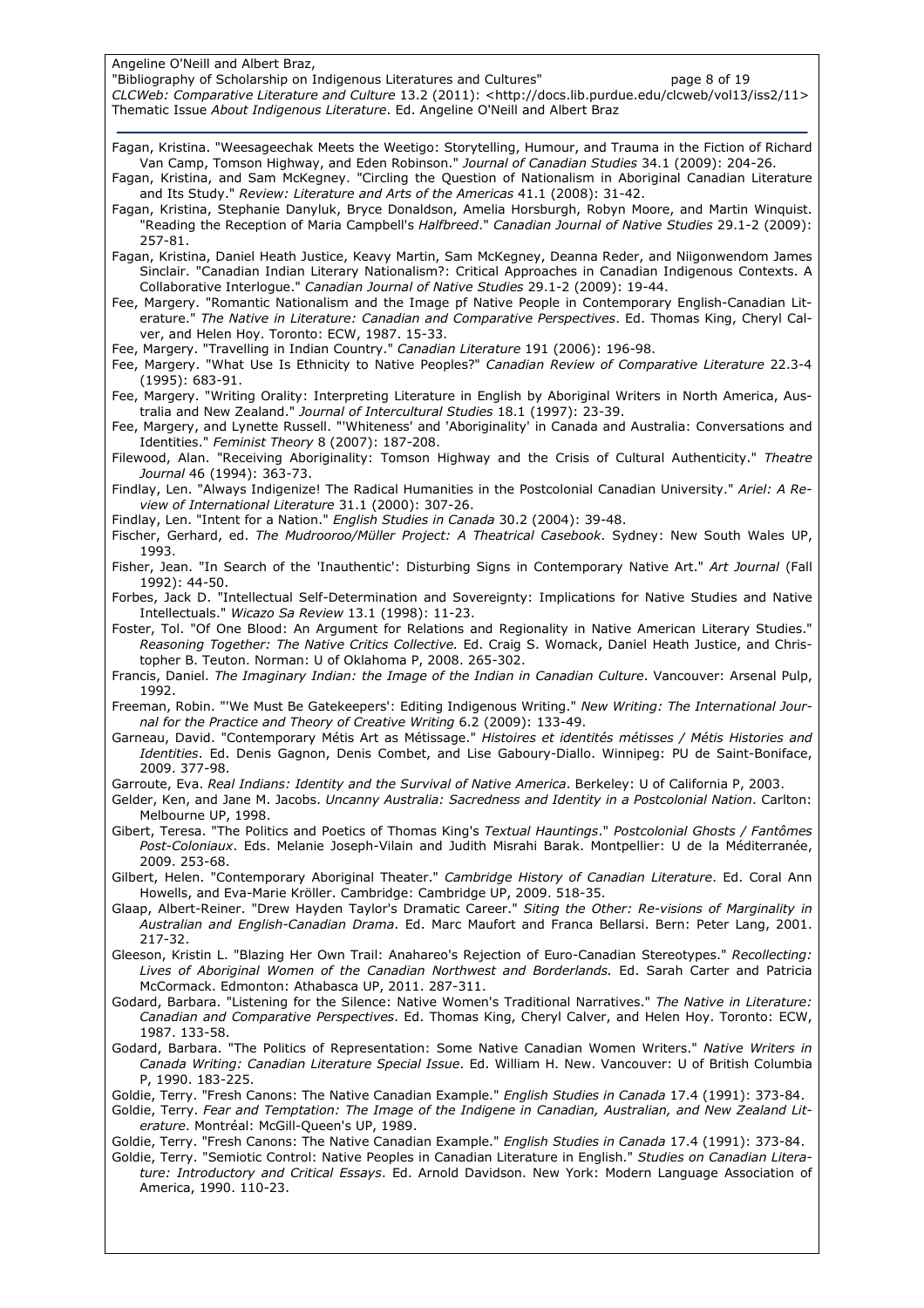Fagan, Kristina. "Weesageechak Meets the Weetigo: Storytelling, Humour, and Trauma in the Fiction of Richard Van Camp, Tomson Highway, and Eden Robinson." *Journal of Canadian Studies* 34.1 (2009): 204-26.

Fagan, Kristina, and Sam McKegney. "Circling the Question of Nationalism in Aboriginal Canadian Literature and Its Study." *Review: Literature and Arts of the Americas* 41.1 (2008): 31-42.

Fagan, Kristina, Stephanie Danyluk, Bryce Donaldson, Amelia Horsburgh, Robyn Moore, and Martin Winquist. "Reading the Reception of Maria Campbell's *Halfbreed*." *Canadian Journal of Native Studies* 29.1-2 (2009): 257-81.

Fagan, Kristina, Daniel Heath Justice, Keavy Martin, Sam McKegney, Deanna Reder, and Niigonwendom James Sinclair. "Canadian Indian Literary Nationalism?: Critical Approaches in Canadian Indigenous Contexts. A Collaborative Interlogue." *Canadian Journal of Native Studies* 29.1-2 (2009): 19-44.

Fee, Margery. "Romantic Nationalism and the Image pf Native People in Contemporary English-Canadian Literature." *The Native in Literature: Canadian and Comparative Perspectives*. Ed. Thomas King, Cheryl Calver, and Helen Hoy. Toronto: ECW, 1987. 15-33.

Fee, Margery. "Travelling in Indian Country." *Canadian Literature* 191 (2006): 196-98.

Fee, Margery. "What Use Is Ethnicity to Native Peoples?" *Canadian Review of Comparative Literature* 22.3-4 (1995): 683-91.

Fee, Margery. "Writing Orality: Interpreting Literature in English by Aboriginal Writers in North America, Australia and New Zealand." *Journal of Intercultural Studies* 18.1 (1997): 23-39.

Fee, Margery, and Lynette Russell. "'Whiteness' and 'Aboriginality' in Canada and Australia: Conversations and Identities." *Feminist Theory* 8 (2007): 187-208.

Filewood, Alan. "Receiving Aboriginality: Tomson Highway and the Crisis of Cultural Authenticity." *Theatre Journal* 46 (1994): 363-73.

Findlay, Len. "Always Indigenize! The Radical Humanities in the Postcolonial Canadian University." *Ariel: A Review of International Literature* 31.1 (2000): 307-26.

Findlay, Len. "Intent for a Nation." *English Studies in Canada* 30.2 (2004): 39-48.

Fischer, Gerhard, ed. *The Mudrooroo/Müller Project: A Theatrical Casebook*. Sydney: New South Wales UP, 1993.

Fisher, Jean. "In Search of the 'Inauthentic': Disturbing Signs in Contemporary Native Art." *Art Journal* (Fall 1992): 44-50.

Forbes, Jack D. "Intellectual Self-Determination and Sovereignty: Implications for Native Studies and Native Intellectuals." *Wicazo Sa Review* 13.1 (1998): 11-23.

Foster, Tol. "Of One Blood: An Argument for Relations and Regionality in Native American Literary Studies." *Reasoning Together: The Native Critics Collective.* Ed. Craig S. Womack, Daniel Heath Justice, and Christopher B. Teuton. Norman: U of Oklahoma P, 2008. 265-302.

Francis, Daniel. *The Imaginary Indian: the Image of the Indian in Canadian Culture*. Vancouver: Arsenal Pulp, 1992.

Freeman, Robin. "'We Must Be Gatekeepers': Editing Indigenous Writing." *New Writing: The International Journal for the Practice and Theory of Creative Writing* 6.2 (2009): 133-49.

Garneau, David. "Contemporary Métis Art as Métissage." *Histoires et identités métisses / Métis Histories and Identities*. Ed. Denis Gagnon, Denis Combet, and Lise Gaboury-Diallo. Winnipeg: PU de Saint-Boniface, 2009. 377-98.

Garroute, Eva. *Real Indians: Identity and the Survival of Native America*. Berkeley: U of California P, 2003.

Gelder, Ken, and Jane M. Jacobs. *Uncanny Australia: Sacredness and Identity in a Postcolonial Nation*. Carlton: Melbourne UP, 1998.

Gibert, Teresa. "The Politics and Poetics of Thomas King's *Textual Hauntings*." *Postcolonial Ghosts / Fantômes Post-Coloniaux*. Eds. Melanie Joseph-Vilain and Judith Misrahi Barak. Montpellier: U de la Méditerranée, 2009. 253-68.

Gilbert, Helen. "Contemporary Aboriginal Theater." *Cambridge History of Canadian Literature*. Ed. Coral Ann Howells, and Eva-Marie Kröller. Cambridge: Cambridge UP, 2009. 518-35.

Glaap, Albert-Reiner. "Drew Hayden Taylor's Dramatic Career." *Siting the Other: Re-visions of Marginality in Australian and English-Canadian Drama*. Ed. Marc Maufort and Franca Bellarsi. Bern: Peter Lang, 2001. 217-32.

Gleeson, Kristin L. "Blazing Her Own Trail: Anahareo's Rejection of Euro-Canadian Stereotypes." *Recollecting: Lives of Aboriginal Women of the Canadian Northwest and Borderlands.* Ed. Sarah Carter and Patricia McCormack. Edmonton: Athabasca UP, 2011. 287-311.

Godard, Barbara. "Listening for the Silence: Native Women's Traditional Narratives." *The Native in Literature: Canadian and Comparative Perspectives*. Ed. Thomas King, Cheryl Calver, and Helen Hoy. Toronto: ECW, 1987. 133-58.

Godard, Barbara. "The Politics of Representation: Some Native Canadian Women Writers." *Native Writers in Canada Writing: Canadian Literature Special Issue*. Ed. William H. New. Vancouver: U of British Columbia P, 1990. 183-225.

Goldie, Terry. "Fresh Canons: The Native Canadian Example." *English Studies in Canada* 17.4 (1991): 373-84.

Goldie, Terry. *Fear and Temptation: The Image of the Indigene in Canadian, Australian, and New Zealand Literature*. Montréal: McGill-Queen's UP, 1989.

Goldie, Terry. "Fresh Canons: The Native Canadian Example." *English Studies in Canada* 17.4 (1991): 373-84.

Goldie, Terry. "Semiotic Control: Native Peoples in Canadian Literature in English." *Studies on Canadian Literature: Introductory and Critical Essays*. Ed. Arnold Davidson. New York: Modern Language Association of America, 1990. 110-23.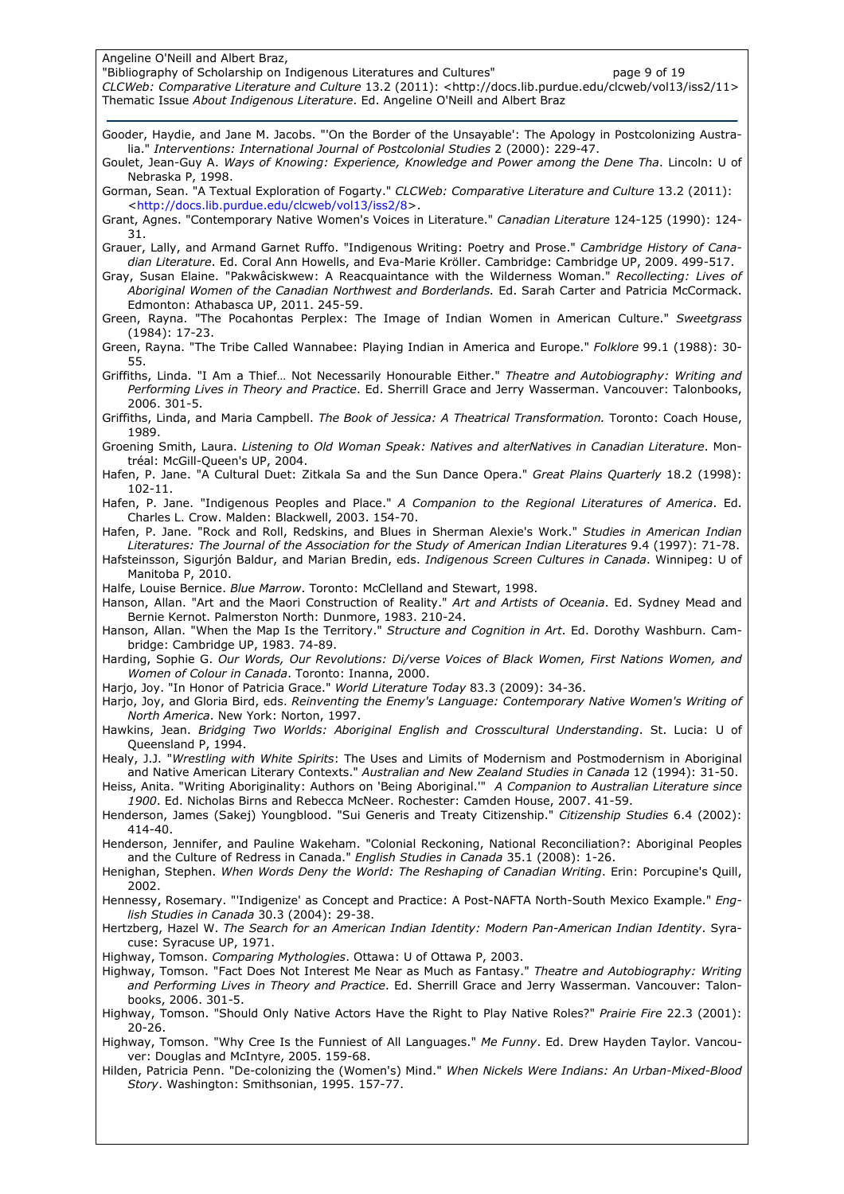Gooder, Haydie, and Jane M. Jacobs. "'On the Border of the Unsayable': The Apology in Postcolonizing Australia." *Interventions: International Journal of Postcolonial Studies* 2 (2000): 229-47.

Goulet, Jean-Guy A. *Ways of Knowing: Experience, Knowledge and Power among the Dene Tha*. Lincoln: U of Nebraska P, 1998.

Gorman, Sean. "A Textual Exploration of Fogarty." *CLCWeb: Comparative Literature and Culture* 13.2 (2011): <http://docs.lib.purdue.edu/clcweb/vol13/iss2/8>.

Grant, Agnes. "Contemporary Native Women's Voices in Literature." *Canadian Literature* 124-125 (1990): 124-31.

Grauer, Lally, and Armand Garnet Ruffo. "Indigenous Writing: Poetry and Prose." *Cambridge History of Canadian Literature*. Ed. Coral Ann Howells, and Eva-Marie Kröller. Cambridge: Cambridge UP, 2009. 499-517.

Gray, Susan Elaine. "Pakwâciskwew: A Reacquaintance with the Wilderness Woman." *Recollecting: Lives of Aboriginal Women of the Canadian Northwest and Borderlands.* Ed. Sarah Carter and Patricia McCormack. Edmonton: Athabasca UP, 2011. 245-59.

Green, Rayna. "The Pocahontas Perplex: The Image of Indian Women in American Culture." *Sweetgrass* (1984): 17-23.

Green, Rayna. "The Tribe Called Wannabee: Playing Indian in America and Europe." *Folklore* 99.1 (1988): 30-55.

Griffiths, Linda. "I Am a Thief… Not Necessarily Honourable Either." *Theatre and Autobiography: Writing and Performing Lives in Theory and Practice*. Ed. Sherrill Grace and Jerry Wasserman. Vancouver: Talonbooks, 2006. 301-5.

Griffiths, Linda, and Maria Campbell. *The Book of Jessica: A Theatrical Transformation.* Toronto: Coach House, 1989.

Groening Smith, Laura. *Listening to Old Woman Speak: Natives and alterNatives in Canadian Literature*. Montréal: McGill-Queen's UP, 2004.

Hafen, P. Jane. "A Cultural Duet: Zitkala Sa and the Sun Dance Opera." *Great Plains Quarterly* 18.2 (1998): 102-11.

Hafen, P. Jane. "Indigenous Peoples and Place." *A Companion to the Regional Literatures of America*. Ed. Charles L. Crow. Malden: Blackwell, 2003. 154-70.

Hafen, P. Jane. "Rock and Roll, Redskins, and Blues in Sherman Alexie's Work." *Studies in American Indian Literatures: The Journal of the Association for the Study of American Indian Literatures* 9.4 (1997): 71-78.

Hafsteinsson, Sigurjón Baldur, and Marian Bredin, eds. *Indigenous Screen Cultures in Canada*. Winnipeg: U of Manitoba P, 2010.

Halfe, Louise Bernice. *Blue Marrow*. Toronto: McClelland and Stewart, 1998.

Hanson, Allan. "Art and the Maori Construction of Reality." *Art and Artists of Oceania*. Ed. Sydney Mead and Bernie Kernot. Palmerston North: Dunmore, 1983. 210-24.

Hanson, Allan. "When the Map Is the Territory." *Structure and Cognition in Art*. Ed. Dorothy Washburn. Cambridge: Cambridge UP, 1983. 74-89.

Harding, Sophie G. *Our Words, Our Revolutions: Di/verse Voices of Black Women, First Nations Women, and Women of Colour in Canada*. Toronto: Inanna, 2000.

Harjo, Joy. "In Honor of Patricia Grace." *World Literature Today* 83.3 (2009): 34-36.

Harjo, Joy, and Gloria Bird, eds. *Reinventing the Enemy's Language: Contemporary Native Women's Writing of North America*. New York: Norton, 1997.

Hawkins, Jean. *Bridging Two Worlds: Aboriginal English and Crosscultural Understanding*. St. Lucia: U of Queensland P, 1994.

Healy, J.J. "*Wrestling with White Spirits*: The Uses and Limits of Modernism and Postmodernism in Aboriginal and Native American Literary Contexts." *Australian and New Zealand Studies in Canada* 12 (1994): 31-50.

Heiss, Anita. "Writing Aboriginality: Authors on 'Being Aboriginal.'" *A Companion to Australian Literature since 1900*. Ed. Nicholas Birns and Rebecca McNeer. Rochester: Camden House, 2007. 41-59.

Henderson, James (Sakej) Youngblood. "Sui Generis and Treaty Citizenship." *Citizenship Studies* 6.4 (2002): 414-40.

Henderson, Jennifer, and Pauline Wakeham. "Colonial Reckoning, National Reconciliation?: Aboriginal Peoples and the Culture of Redress in Canada." *English Studies in Canada* 35.1 (2008): 1-26.

Henighan, Stephen. *When Words Deny the World: The Reshaping of Canadian Writing*. Erin: Porcupine's Quill, 2002.

Hennessy, Rosemary. "'Indigenize' as Concept and Practice: A Post-NAFTA North-South Mexico Example." *English Studies in Canada* 30.3 (2004): 29-38.

Hertzberg, Hazel W. *The Search for an American Indian Identity: Modern Pan-American Indian Identity*. Syracuse: Syracuse UP, 1971.

Highway, Tomson. *Comparing Mythologies*. Ottawa: U of Ottawa P, 2003.

Highway, Tomson. "Fact Does Not Interest Me Near as Much as Fantasy." *Theatre and Autobiography: Writing and Performing Lives in Theory and Practice*. Ed. Sherrill Grace and Jerry Wasserman. Vancouver: Talonbooks, 2006. 301-5.

Highway, Tomson. "Should Only Native Actors Have the Right to Play Native Roles?" *Prairie Fire* 22.3 (2001): 20-26.

Highway, Tomson. "Why Cree Is the Funniest of All Languages." *Me Funny*. Ed. Drew Hayden Taylor. Vancouver: Douglas and McIntyre, 2005. 159-68.

Hilden, Patricia Penn. "De-colonizing the (Women's) Mind." *When Nickels Were Indians: An Urban-Mixed-Blood Story*. Washington: Smithsonian, 1995. 157-77.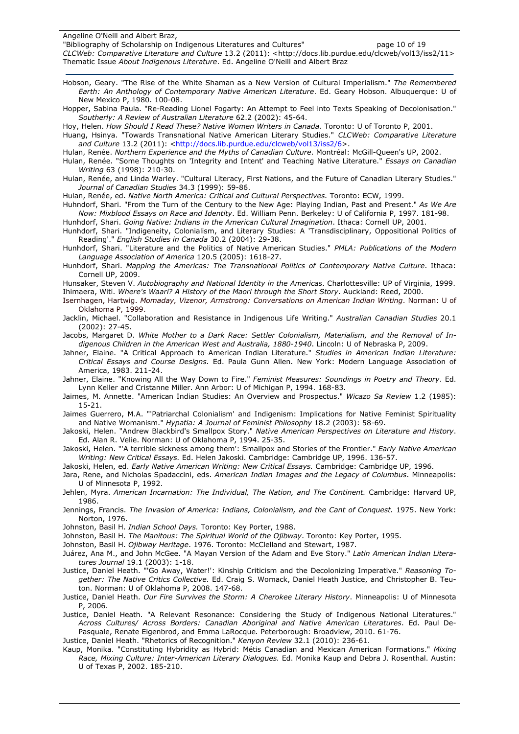Hobson, Geary. "The Rise of the White Shaman as a New Version of Cultural Imperialism." *The Remembered Earth: An Anthology of Contemporary Native American Literature*. Ed. Geary Hobson. Albuquerque: U of New Mexico P, 1980. 100-08.

Hopper, Sabina Paula. "Re-Reading Lionel Fogarty: An Attempt to Feel into Texts Speaking of Decolonisation." *Southerly: A Review of Australian Literature* 62.2 (2002): 45-64.

Hoy, Helen. *How Should I Read These? Native Women Writers in Canada.* Toronto: U of Toronto P, 2001.

Huang, Hsinya. "Towards Transnational Native American Literary Studies." *CLCWeb: Comparative Literature and Culture* 13.2 (2011): <http://docs.lib.purdue.edu/clcweb/vol13/iss2/6>.

Hulan, Renée. *Northern Experience and the Myths of Canadian Culture*. Montréal: McGill-Queen's UP, 2002.

Hulan, Renée. "Some Thoughts on 'Integrity and Intent' and Teaching Native Literature." *Essays on Canadian Writing* 63 (1998): 210-30.

Hulan, Renée, and Linda Warley. "Cultural Literacy, First Nations, and the Future of Canadian Literary Studies." *Journal of Canadian Studies* 34.3 (1999): 59-86.

Hulan, Renée, ed. *Native North America: Critical and Cultural Perspectives.* Toronto: ECW, 1999.

Huhndorf, Shari. "From the Turn of the Century to the New Age: Playing Indian, Past and Present." *As We Are Now: Mixblood Essays on Race and Identity*. Ed. William Penn. Berkeley: U of California P, 1997. 181-98.

Hunhdorf, Shari. *Going Native: Indians in the American Cultural Imagination*. Ithaca: Cornell UP, 2001.

Hunhdorf, Shari. "Indigeneity, Colonialism, and Literary Studies: A 'Transdisciplinary, Oppositional Politics of Reading'." *English Studies in Canada* 30.2 (2004): 29-38.

Hunhdorf, Shari. "Literature and the Politics of Native American Studies." *PMLA: Publications of the Modern Language Association of America* 120.5 (2005): 1618-27.

Hunhdorf, Shari. *Mapping the Americas: The Transnational Politics of Contemporary Native Culture*. Ithaca: Cornell UP, 2009.

Hunsaker, Steven V. *Autobiography and National Identity in the Americas*. Charlottesville: UP of Virginia, 1999.

Ihimaera, Witi. *Where's Waari? A History of the Maori through the Short Story*. Auckland: Reed, 2000.

Isernhagen, Hartwig. *Momaday, Vizenor, Armstrong: Conversations on American Indian Writing*. Norman: U of Oklahoma P, 1999.

Jacklin, Michael. "Collaboration and Resistance in Indigenous Life Writing." *Australian Canadian Studies* 20.1 (2002): 27-45.

Jacobs, Margaret D. *White Mother to a Dark Race: Settler Colonialism, Materialism, and the Removal of Indigenous Children in the American West and Australia, 1880-1940*. Lincoln: U of Nebraska P, 2009.

Jahner, Elaine. "A Critical Approach to American Indian Literature." *Studies in American Indian Literature: Critical Essays and Course Designs.* Ed. Paula Gunn Allen. New York: Modern Language Association of America, 1983. 211-24.

Jahner, Elaine. "Knowing All the Way Down to Fire." *Feminist Measures: Soundings in Poetry and Theory*. Ed. Lynn Keller and Cristanne Miller. Ann Arbor: U of Michigan P, 1994. 168-83.

Jaimes, M. Annette. "American Indian Studies: An Overview and Prospectus." *Wicazo Sa Review* 1.2 (1985): 15-21.

Jaimes Guerrero, M.A. "'Patriarchal Colonialism' and Indigenism: Implications for Native Feminist Spirituality and Native Womanism." *Hypatia: A Journal of Feminist Philosophy* 18.2 (2003): 58-69.

Jakoski, Helen. "Andrew Blackbird's Smallpox Story." *Native American Perspectives on Literature and History*. Ed. Alan R. Velie. Norman: U of Oklahoma P, 1994. 25-35.

Jakoski, Helen. "'A terrible sickness among them': Smallpox and Stories of the Frontier." *Early Native American Writing: New Critical Essays.* Ed. Helen Jakoski. Cambridge: Cambridge UP, 1996. 136-57.

Jakoski, Helen, ed. *Early Native American Writing: New Critical Essays.* Cambridge: Cambridge UP, 1996.

Jara, Rene, and Nicholas Spadaccini, eds. *American Indian Images and the Legacy of Columbus*. Minneapolis: U of Minnesota P, 1992.

Jehlen, Myra. *American Incarnation: The Individual, The Nation, and The Continent.* Cambridge: Harvard UP, 1986.

Jennings, Francis. *The Invasion of America: Indians, Colonialism, and the Cant of Conquest.* 1975. New York: Norton, 1976.

Johnston, Basil H. *Indian School Days.* Toronto: Key Porter, 1988.

Johnston, Basil H. *The Manitous: The Spiritual World of the Ojibway*. Toronto: Key Porter, 1995.

Johnston, Basil H. *Ojibway Heritage*. 1976. Toronto: McClelland and Stewart, 1987.

Juárez, Ana M., and John McGee. "A Mayan Version of the Adam and Eve Story." *Latin American Indian Literatures Journal* 19.1 (2003): 1-18.

Justice, Daniel Heath. "'Go Away, Water!': Kinship Criticism and the Decolonizing Imperative." *Reasoning Together: The Native Critics Collective.* Ed. Craig S. Womack, Daniel Heath Justice, and Christopher B. Teuton. Norman: U of Oklahoma P, 2008. 147-68.

Justice, Daniel Heath. *Our Fire Survives the Storm: A Cherokee Literary History*. Minneapolis: U of Minnesota P, 2006.

Justice, Daniel Heath. "A Relevant Resonance: Considering the Study of Indigenous National Literatures." *Across Cultures/ Across Borders: Canadian Aboriginal and Native American Literatures*. Ed. Paul DePasquale, Renate Eigenbrod, and Emma LaRocque. Peterborough: Broadview, 2010. 61-76.

Justice, Daniel Heath. "Rhetorics of Recognition." *Kenyon Review* 32.1 (2010): 236-61.

Kaup, Monika. "Constituting Hybridity as Hybrid: Métis Canadian and Mexican American Formations." *Mixing Race, Mixing Culture: Inter-American Literary Dialogues.* Ed. Monika Kaup and Debra J. Rosenthal. Austin: U of Texas P, 2002. 185-210.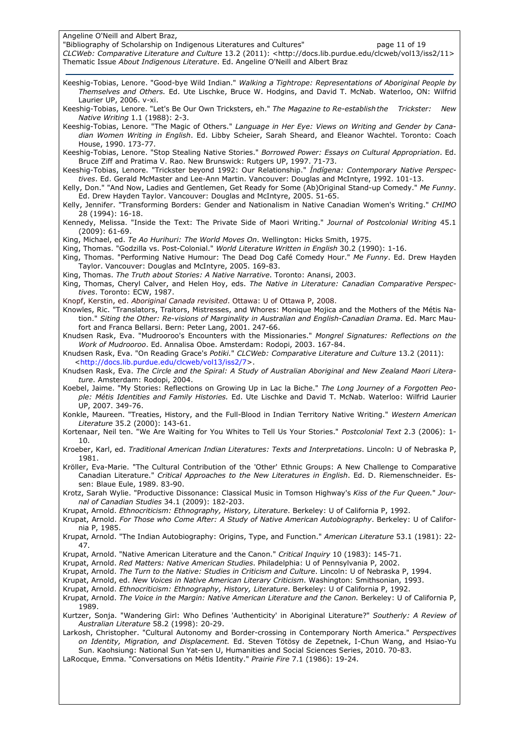Keeshig-Tobias, Lenore. "Good-bye Wild Indian." *Walking a Tightrope: Representations of Aboriginal People by Themselves and Others.* Ed. Ute Lischke, Bruce W. Hodgins, and David T. McNab. Waterloo, ON: Wilfrid Laurier UP, 2006. v-xi.

Keeshig-Tobias, Lenore. "Let's Be Our Own Tricksters, eh." *The Magazine to Re-establish the Trickster: New Native Writing* 1.1 (1988): 2-3.

Keeshig-Tobias, Lenore. "The Magic of Others." *Language in Her Eye: Views on Writing and Gender by Canadian Women Writing in English*. Ed. Libby Scheier, Sarah Sheard, and Eleanor Wachtel. Toronto: Coach House, 1990. 173-77.

Keeshig-Tobias, Lenore. "Stop Stealing Native Stories." *Borrowed Power: Essays on Cultural Appropriation*. Ed. Bruce Ziff and Pratima V. Rao. New Brunswick: Rutgers UP, 1997. 71-73.

Keeshig-Tobias, Lenore. "Trickster beyond 1992: Our Relationship." *Índígena: Contemporary Native Perspectives*. Ed. Gerald McMaster and Lee-Ann Martin. Vancouver: Douglas and McIntyre, 1992. 101-13.

Kelly, Don." "And Now, Ladies and Gentlemen, Get Ready for Some (Ab)Original Stand-up Comedy." *Me Funny*. Ed. Drew Hayden Taylor. Vancouver: Douglas and McIntyre, 2005. 51-65.

Kelly, Jennifer. "Transforming Borders: Gender and Nationalism in Native Canadian Women's Writing." *CHIMO* 28 (1994): 16-18.

Kennedy, Melissa. "Inside the Text: The Private Side of Maori Writing." *Journal of Postcolonial Writing* 45.1 (2009): 61-69.

King, Michael, ed. *Te Ao Hurihuri: The World Moves On*. Wellington: Hicks Smith, 1975.

King, Thomas. "Godzilla vs. Post-Colonial." *World Literature Written in English* 30.2 (1990): 1-16.

King, Thomas. "Performing Native Humour: The Dead Dog Café Comedy Hour." *Me Funny*. Ed. Drew Hayden Taylor. Vancouver: Douglas and McIntyre, 2005. 169-83.

King, Thomas. *The Truth about Stories: A Native Narrative*. Toronto: Anansi, 2003.

King, Thomas, Cheryl Calver, and Helen Hoy, eds. *The Native in Literature: Canadian Comparative Perspectives*. Toronto: ECW, 1987.

Knopf, Kerstin, ed. *Aboriginal Canada revisited*. Ottawa: U of Ottawa P, 2008.

Knowles, Ric. "Translators, Traitors, Mistresses, and Whores: Monique Mojica and the Mothers of the Métis Nation." *Siting the Other: Re-visions of Marginality in Australian and English-Canadian Drama*. Ed. Marc Maufort and Franca Bellarsi. Bern: Peter Lang, 2001. 247-66.

Knudsen Rask, Eva. "Mudrooroo's Encounters with the Missionaries." *Mongrel Signatures: Reflections on the Work of Mudrooroo*. Ed. Annalisa Oboe. Amsterdam: Rodopi, 2003. 167-84.

Knudsen Rask, Eva. "On Reading Grace's *Potiki*." *CLCWeb: Comparative Literature and Culture* 13.2 (2011): <http://docs.lib.purdue.edu/clcweb/vol13/iss2/7>.

Knudsen Rask, Eva. *The Circle and the Spiral: A Study of Australian Aboriginal and New Zealand Maori Literature*. Amsterdam: Rodopi, 2004.

Koebel, Jaime. "My Stories: Reflections on Growing Up in Lac la Biche." *The Long Journey of a Forgotten People: Métis Identities and Family Histories.* Ed. Ute Lischke and David T. McNab. Waterloo: Wilfrid Laurier UP, 2007. 349-76.

Konkle, Maureen. "Treaties, History, and the Full-Blood in Indian Territory Native Writing." *Western American Literature* 35.2 (2000): 143-61.

Kortenaar, Neil ten. "We Are Waiting for You Whites to Tell Us Your Stories." *Postcolonial Text* 2.3 (2006): 1-10.

Kroeber, Karl, ed. *Traditional American Indian Literatures: Texts and Interpretations*. Lincoln: U of Nebraska P, 1981.

Kröller, Eva-Marie. "The Cultural Contribution of the 'Other' Ethnic Groups: A New Challenge to Comparative Canadian Literature." *Critical Approaches to the New Literatures in English*. Ed. D. Riemenschneider. Essen: Blaue Eule, 1989. 83-90.

Krotz, Sarah Wylie. "Productive Dissonance: Classical Music in Tomson Highway's *Kiss of the Fur Queen*." *Journal of Canadian Studies* 34.1 (2009): 182-203.

Krupat, Arnold. *Ethnocriticism: Ethnography, History, Literature*. Berkeley: U of California P, 1992.

Krupat, Arnold. *For Those who Come After: A Study of Native American Autobiography*. Berkeley: U of California P, 1985.

Krupat, Arnold. "The Indian Autobiography: Origins, Type, and Function." *American Literature* 53.1 (1981): 22-47.

Krupat, Arnold. "Native American Literature and the Canon." *Critical Inquiry* 10 (1983): 145-71.

Krupat, Arnold. *Red Matters: Native American Studies*. Philadelphia: U of Pennsylvania P, 2002.

Krupat, Arnold. *The Turn to the Native: Studies in Criticism and Culture*. Lincoln: U of Nebraska P, 1994.

Krupat, Arnold, ed. *New Voices in Native American Literary Criticism*. Washington: Smithsonian, 1993.

Krupat, Arnold. *Ethnocriticism: Ethnography, History, Literature*. Berkeley: U of California P, 1992.

Krupat, Arnold. *The Voice in the Margin: Native American Literature and the Canon.* Berkeley: U of California P, 1989.

Kurtzer, Sonja. "Wandering Girl: Who Defines 'Authenticity' in Aboriginal Literature?" *Southerly: A Review of Australian Literature* 58.2 (1998): 20-29.

Larkosh, Christopher. "Cultural Autonomy and Border-crossing in Contemporary North America." *Perspectives on Identity, Migration, and Displacement.* Ed. Steven Tötösy de Zepetnek, I-Chun Wang, and Hsiao-Yu Sun. Kaohsiung: National Sun Yat-sen U, Humanities and Social Sciences Series, 2010. 70-83.

LaRocque, Emma. "Conversations on Métis Identity." *Prairie Fire* 7.1 (1986): 19-24.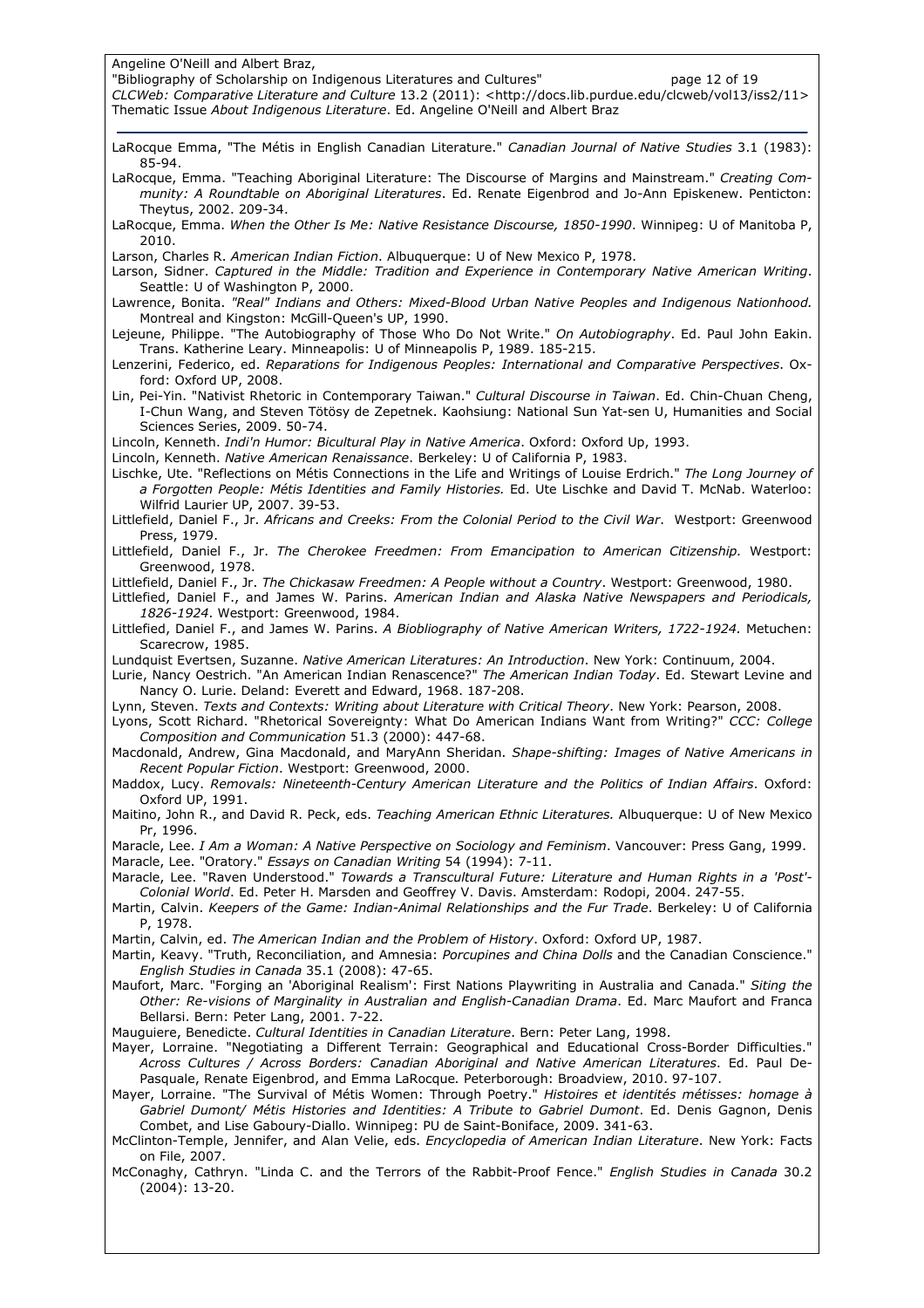LaRocque Emma, "The Métis in English Canadian Literature." *Canadian Journal of Native Studies* 3.1 (1983): 85-94.

LaRocque, Emma. "Teaching Aboriginal Literature: The Discourse of Margins and Mainstream." *Creating Community: A Roundtable on Aboriginal Literatures*. Ed. Renate Eigenbrod and Jo-Ann Episkenew. Penticton: Theytus, 2002. 209-34.

LaRocque, Emma. *When the Other Is Me: Native Resistance Discourse, 1850-1990*. Winnipeg: U of Manitoba P, 2010.

Larson, Charles R. *American Indian Fiction*. Albuquerque: U of New Mexico P, 1978.

Larson, Sidner. *Captured in the Middle: Tradition and Experience in Contemporary Native American Writing*. Seattle: U of Washington P, 2000.

Lawrence, Bonita. *"Real" Indians and Others: Mixed-Blood Urban Native Peoples and Indigenous Nationhood.* Montreal and Kingston: McGill-Queen's UP, 1990.

Lejeune, Philippe. "The Autobiography of Those Who Do Not Write." *On Autobiography*. Ed. Paul John Eakin. Trans. Katherine Leary. Minneapolis: U of Minneapolis P, 1989. 185-215.

Lenzerini, Federico, ed. *Reparations for Indigenous Peoples: International and Comparative Perspectives*. Oxford: Oxford UP, 2008.

Lin, Pei-Yin. "Nativist Rhetoric in Contemporary Taiwan." *Cultural Discourse in Taiwan*. Ed. Chin-Chuan Cheng, I-Chun Wang, and Steven Tötösy de Zepetnek. Kaohsiung: National Sun Yat-sen U, Humanities and Social Sciences Series, 2009. 50-74.

Lincoln, Kenneth. *Indi'n Humor: Bicultural Play in Native America*. Oxford: Oxford Up, 1993.

Lincoln, Kenneth. *Native American Renaissance*. Berkeley: U of California P, 1983.

Lischke, Ute. "Reflections on Métis Connections in the Life and Writings of Louise Erdrich." *The Long Journey of a Forgotten People: Métis Identities and Family Histories.* Ed. Ute Lischke and David T. McNab. Waterloo: Wilfrid Laurier UP, 2007. 39-53.

Littlefield, Daniel F., Jr. *Africans and Creeks: From the Colonial Period to the Civil War*. Westport: Greenwood Press, 1979.

Littlefield, Daniel F., Jr. *The Cherokee Freedmen: From Emancipation to American Citizenship.* Westport: Greenwood, 1978.

Littlefield, Daniel F., Jr. *The Chickasaw Freedmen: A People without a Country*. Westport: Greenwood, 1980.

Littlefied, Daniel F., and James W. Parins. *American Indian and Alaska Native Newspapers and Periodicals, 1826-1924*. Westport: Greenwood, 1984.

Littlefied, Daniel F., and James W. Parins. *A Biobliography of Native American Writers, 1722-1924.* Metuchen: Scarecrow, 1985.

Lundquist Evertsen, Suzanne. *Native American Literatures: An Introduction*. New York: Continuum, 2004.

Lurie, Nancy Oestrich. "An American Indian Renascence?" *The American Indian Today*. Ed. Stewart Levine and Nancy O. Lurie. Deland: Everett and Edward, 1968. 187-208.

Lynn, Steven. *Texts and Contexts: Writing about Literature with Critical Theory*. New York: Pearson, 2008.

Lyons, Scott Richard. "Rhetorical Sovereignty: What Do American Indians Want from Writing?" *CCC: College Composition and Communication* 51.3 (2000): 447-68.

Macdonald, Andrew, Gina Macdonald, and MaryAnn Sheridan. *Shape-shifting: Images of Native Americans in Recent Popular Fiction*. Westport: Greenwood, 2000.

Maddox, Lucy. *Removals: Nineteenth-Century American Literature and the Politics of Indian Affairs*. Oxford: Oxford UP, 1991.

Maitino, John R., and David R. Peck, eds. *Teaching American Ethnic Literatures.* Albuquerque: U of New Mexico Pr, 1996.

Maracle, Lee. *I Am a Woman: A Native Perspective on Sociology and Feminism*. Vancouver: Press Gang, 1999.

Maracle, Lee. "Oratory." *Essays on Canadian Writing* 54 (1994): 7-11.

Maracle, Lee. "Raven Understood." *Towards a Transcultural Future: Literature and Human Rights in a 'Post'-Colonial World*. Ed. Peter H. Marsden and Geoffrey V. Davis. Amsterdam: Rodopi, 2004. 247-55.

Martin, Calvin. *Keepers of the Game: Indian-Animal Relationships and the Fur Trade*. Berkeley: U of California P, 1978.

Martin, Calvin, ed. *The American Indian and the Problem of History*. Oxford: Oxford UP, 1987.

Martin, Keavy. "Truth, Reconciliation, and Amnesia: *Porcupines and China Dolls* and the Canadian Conscience." *English Studies in Canada* 35.1 (2008): 47-65.

Maufort, Marc. "Forging an 'Aboriginal Realism': First Nations Playwriting in Australia and Canada." *Siting the Other: Re-visions of Marginality in Australian and English-Canadian Drama*. Ed. Marc Maufort and Franca Bellarsi. Bern: Peter Lang, 2001. 7-22.

Mauguiere, Benedicte. *Cultural Identities in Canadian Literature*. Bern: Peter Lang, 1998.

Mayer, Lorraine. "Negotiating a Different Terrain: Geographical and Educational Cross-Border Difficulties." *Across Cultures / Across Borders: Canadian Aboriginal and Native American Literatures*. Ed. Paul DePasquale, Renate Eigenbrod, and Emma LaRocque. Peterborough: Broadview, 2010. 97-107.

Mayer, Lorraine. "The Survival of Métis Women: Through Poetry." *Histoires et identités métisses: homage à Gabriel Dumont/ Métis Histories and Identities: A Tribute to Gabriel Dumont*. Ed. Denis Gagnon, Denis Combet, and Lise Gaboury-Diallo. Winnipeg: PU de Saint-Boniface, 2009. 341-63.

McClinton-Temple, Jennifer, and Alan Velie, eds. *Encyclopedia of American Indian Literature*. New York: Facts on File, 2007.

McConaghy, Cathryn. "Linda C. and the Terrors of the Rabbit-Proof Fence." *English Studies in Canada* 30.2 (2004): 13-20.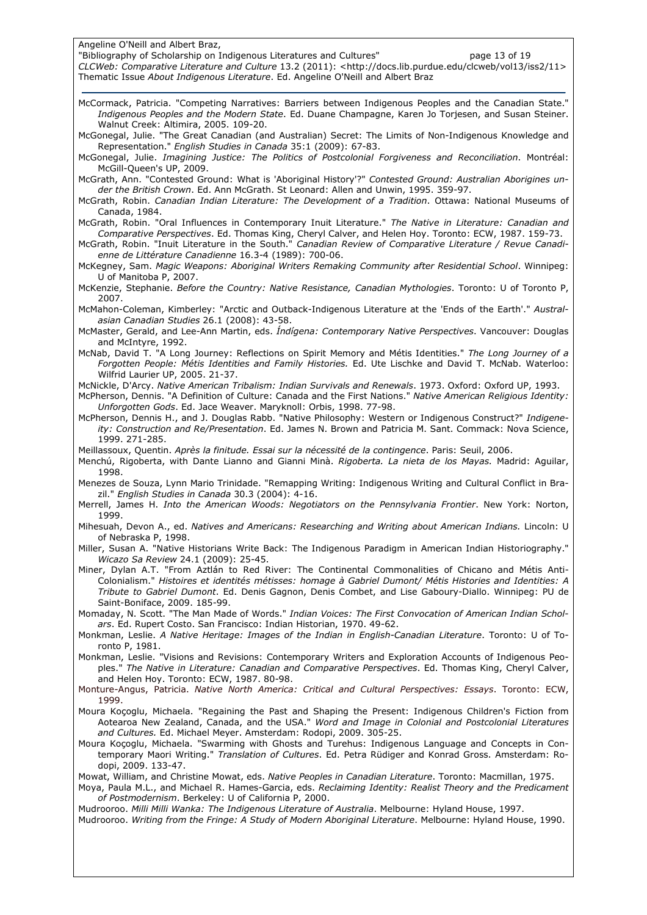McCormack, Patricia. "Competing Narratives: Barriers between Indigenous Peoples and the Canadian State." *Indigenous Peoples and the Modern State*. Ed. Duane Champagne, Karen Jo Torjesen, and Susan Steiner. Walnut Creek: Altimira, 2005. 109-20.

McGonegal, Julie. "The Great Canadian (and Australian) Secret: The Limits of Non-Indigenous Knowledge and Representation." *English Studies in Canada* 35:1 (2009): 67-83.

McGonegal, Julie. *Imagining Justice: The Politics of Postcolonial Forgiveness and Reconciliation*. Montréal: McGill-Queen's UP, 2009.

McGrath, Ann. "Contested Ground: What is 'Aboriginal History'?" *Contested Ground: Australian Aborigines under the British Crown*. Ed. Ann McGrath. St Leonard: Allen and Unwin, 1995. 359-97.

McGrath, Robin. *Canadian Indian Literature: The Development of a Tradition*. Ottawa: National Museums of Canada, 1984.

McGrath, Robin. "Oral Influences in Contemporary Inuit Literature." *The Native in Literature: Canadian and Comparative Perspectives*. Ed. Thomas King, Cheryl Calver, and Helen Hoy. Toronto: ECW, 1987. 159-73.

McGrath, Robin. "Inuit Literature in the South." *Canadian Review of Comparative Literature / Revue Canadienne de Littérature Canadienne* 16.3-4 (1989): 700-06.

McKegney, Sam. *Magic Weapons: Aboriginal Writers Remaking Community after Residential School*. Winnipeg: U of Manitoba P, 2007.

McKenzie, Stephanie. *Before the Country: Native Resistance, Canadian Mythologies*. Toronto: U of Toronto P, 2007.

McMahon-Coleman, Kimberley: "Arctic and Outback-Indigenous Literature at the 'Ends of the Earth'." *Australasian Canadian Studies* 26.1 (2008): 43-58.

McMaster, Gerald, and Lee-Ann Martin, eds. *Índígena: Contemporary Native Perspectives*. Vancouver: Douglas and McIntyre, 1992.

McNab, David T. "A Long Journey: Reflections on Spirit Memory and Métis Identities." *The Long Journey of a Forgotten People: Métis Identities and Family Histories.* Ed. Ute Lischke and David T. McNab. Waterloo: Wilfrid Laurier UP, 2005. 21-37.

McNickle, D'Arcy. *Native American Tribalism: Indian Survivals and Renewals*. 1973. Oxford: Oxford UP, 1993.

McPherson, Dennis. "A Definition of Culture: Canada and the First Nations." *Native American Religious Identity: Unforgotten Gods*. Ed. Jace Weaver. Maryknoll: Orbis, 1998. 77-98.

McPherson, Dennis H., and J. Douglas Rabb. "Native Philosophy: Western or Indigenous Construct?" *Indigeneity: Construction and Re/Presentation*. Ed. James N. Brown and Patricia M. Sant. Commack: Nova Science, 1999. 271-285.

Meillassoux, Quentin. *Après la finitude. Essai sur la nécessité de la contingence*. Paris: Seuil, 2006.

Menchú, Rigoberta, with Dante Lianno and Gianni Minà. *Rigoberta. La nieta de los Mayas.* Madrid: Aguilar, 1998.

Menezes de Souza, Lynn Mario Trinidade. "Remapping Writing: Indigenous Writing and Cultural Conflict in Brazil." *English Studies in Canada* 30.3 (2004): 4-16.

Merrell, James H. *Into the American Woods: Negotiators on the Pennsylvania Frontier*. New York: Norton, 1999.

Mihesuah, Devon A., ed. *Natives and Americans: Researching and Writing about American Indians.* Lincoln: U of Nebraska P, 1998.

Miller, Susan A. "Native Historians Write Back: The Indigenous Paradigm in American Indian Historiography." *Wicazo Sa Review* 24.1 (2009): 25-45.

Miner, Dylan A.T. "From Aztlán to Red River: The Continental Commonalities of Chicano and Métis Anti-Colonialism." *Histoires et identités métisses: homage à Gabriel Dumont/ Métis Histories and Identities: A Tribute to Gabriel Dumont*. Ed. Denis Gagnon, Denis Combet, and Lise Gaboury-Diallo. Winnipeg: PU de Saint-Boniface, 2009. 185-99.

Momaday, N. Scott. "The Man Made of Words." *Indian Voices: The First Convocation of American Indian Scholars*. Ed. Rupert Costo. San Francisco: Indian Historian, 1970. 49-62.

Monkman, Leslie. *A Native Heritage: Images of the Indian in English-Canadian Literature*. Toronto: U of Toronto P, 1981.

Monkman, Leslie. "Visions and Revisions: Contemporary Writers and Exploration Accounts of Indigenous Peoples." *The Native in Literature: Canadian and Comparative Perspectives*. Ed. Thomas King, Cheryl Calver, and Helen Hoy. Toronto: ECW, 1987. 80-98.

Monture-Angus, Patricia. *Native North America: Critical and Cultural Perspectives: Essays*. Toronto: ECW, 1999.

Moura Koçoglu, Michaela. "Regaining the Past and Shaping the Present: Indigenous Children's Fiction from Aotearoa New Zealand, Canada, and the USA." *Word and Image in Colonial and Postcolonial Literatures and Cultures.* Ed. Michael Meyer. Amsterdam: Rodopi, 2009. 305-25.

Moura Koçoglu, Michaela. "Swarming with Ghosts and Turehus: Indigenous Language and Concepts in Contemporary Maori Writing." *Translation of Cultures*. Ed. Petra Rüdiger and Konrad Gross. Amsterdam: Rodopi, 2009. 133-47.

Mowat, William, and Christine Mowat, eds. *Native Peoples in Canadian Literature*. Toronto: Macmillan, 1975.

Moya, Paula M.L., and Michael R. Hames-Garcia, eds. *Reclaiming Identity: Realist Theory and the Predicament of Postmodernism*. Berkeley: U of California P, 2000.

Mudrooroo. *Milli Milli Wanka: The Indigenous Literature of Australia*. Melbourne: Hyland House, 1997.

Mudrooroo. *Writing from the Fringe: A Study of Modern Aboriginal Literature*. Melbourne: Hyland House, 1990.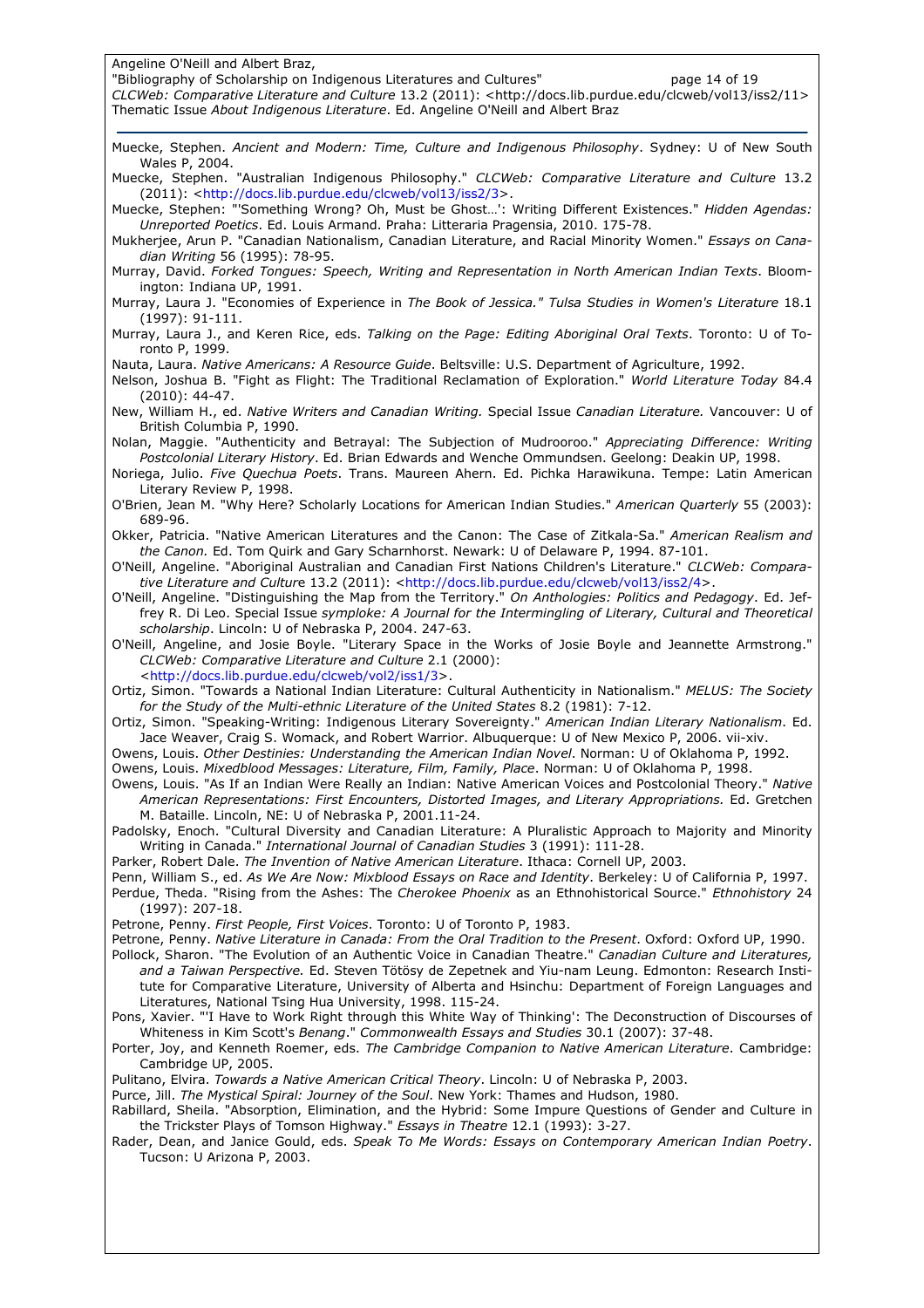Muecke, Stephen. *Ancient and Modern: Time, Culture and Indigenous Philosophy*. Sydney: U of New South Wales P, 2004.

Muecke, Stephen. "Australian Indigenous Philosophy." *CLCWeb: Comparative Literature and Culture* 13.2 (2011): <http://docs.lib.purdue.edu/clcweb/vol13/iss2/3>.

Muecke, Stephen: "'Something Wrong? Oh, Must be Ghost…': Writing Different Existences." *Hidden Agendas: Unreported Poetics*. Ed. Louis Armand. Praha: Litteraria Pragensia, 2010. 175-78.

Mukherjee, Arun P. "Canadian Nationalism, Canadian Literature, and Racial Minority Women." *Essays on Canadian Writing* 56 (1995): 78-95.

Murray, David. *Forked Tongues: Speech, Writing and Representation in North American Indian Texts*. Bloomington: Indiana UP, 1991.

Murray, Laura J. "Economies of Experience in *The Book of Jessica." Tulsa Studies in Women's Literature* 18.1 (1997): 91-111.

Murray, Laura J., and Keren Rice, eds. *Talking on the Page: Editing Aboriginal Oral Texts*. Toronto: U of Toronto P, 1999.

Nauta, Laura. *Native Americans: A Resource Guide*. Beltsville: U.S. Department of Agriculture, 1992.

Nelson, Joshua B. "Fight as Flight: The Traditional Reclamation of Exploration." *World Literature Today* 84.4 (2010): 44-47.

New, William H., ed. *Native Writers and Canadian Writing.* Special Issue *Canadian Literature.* Vancouver: U of British Columbia P, 1990.

Nolan, Maggie. "Authenticity and Betrayal: The Subjection of Mudrooroo." *Appreciating Difference: Writing Postcolonial Literary History*. Ed. Brian Edwards and Wenche Ommundsen. Geelong: Deakin UP, 1998.

Noriega, Julio. *Five Quechua Poets*. Trans. Maureen Ahern. Ed. Pichka Harawikuna. Tempe: Latin American Literary Review P, 1998.

O'Brien, Jean M. "Why Here? Scholarly Locations for American Indian Studies." *American Quarterly* 55 (2003): 689-96.

Okker, Patricia. "Native American Literatures and the Canon: The Case of Zitkala-Sa." *American Realism and the Canon*. Ed. Tom Quirk and Gary Scharnhorst. Newark: U of Delaware P, 1994. 87-101.

O'Neill, Angeline. "Aboriginal Australian and Canadian First Nations Children's Literature." *CLCWeb: Comparative Literature and Culture* 13.2 (2011): <http://docs.lib.purdue.edu/clcweb/vol13/iss2/4>.

O'Neill, Angeline. "Distinguishing the Map from the Territory." *On Anthologies: Politics and Pedagogy*. Ed. Jeffrey R. Di Leo. Special Issue *symploke: A Journal for the Intermingling of Literary, Cultural and Theoretical scholarship*. Lincoln: U of Nebraska P, 2004. 247-63.

O'Neill, Angeline, and Josie Boyle. "Literary Space in the Works of Josie Boyle and Jeannette Armstrong." *CLCWeb: Comparative Literature and Culture* 2.1 (2000): <http://docs.lib.purdue.edu/clcweb/vol2/iss1/3>.

Ortiz, Simon. "Towards a National Indian Literature: Cultural Authenticity in Nationalism." *MELUS: The Society for the Study of the Multi-ethnic Literature of the United States* 8.2 (1981): 7-12.

Ortiz, Simon. "Speaking-Writing: Indigenous Literary Sovereignty." *American Indian Literary Nationalism*. Ed. Jace Weaver, Craig S. Womack, and Robert Warrior. Albuquerque: U of New Mexico P, 2006. vii-xiv.

Owens, Louis. *Other Destinies: Understanding the American Indian Novel*. Norman: U of Oklahoma P, 1992.

Owens, Louis. *Mixedblood Messages: Literature, Film, Family, Place*. Norman: U of Oklahoma P, 1998.

Owens, Louis. "As If an Indian Were Really an Indian: Native American Voices and Postcolonial Theory." *Native American Representations: First Encounters, Distorted Images, and Literary Appropriations.* Ed. Gretchen M. Bataille. Lincoln, NE: U of Nebraska P, 2001.11-24.

Padolsky, Enoch. "Cultural Diversity and Canadian Literature: A Pluralistic Approach to Majority and Minority Writing in Canada." *International Journal of Canadian Studies* 3 (1991): 111-28.

Parker, Robert Dale. *The Invention of Native American Literature*. Ithaca: Cornell UP, 2003.

Penn, William S., ed. *As We Are Now: Mixblood Essays on Race and Identity*. Berkeley: U of California P, 1997.

Perdue, Theda. "Rising from the Ashes: The *Cherokee Phoenix* as an Ethnohistorical Source." *Ethnohistory* 24 (1997): 207-18.

Petrone, Penny. *First People, First Voices*. Toronto: U of Toronto P, 1983.

Petrone, Penny. *Native Literature in Canada: From the Oral Tradition to the Present*. Oxford: Oxford UP, 1990.

Pollock, Sharon. "The Evolution of an Authentic Voice in Canadian Theatre." *Canadian Culture and Literatures, and a Taiwan Perspective.* Ed. Steven Tötösy de Zepetnek and Yiu-nam Leung. Edmonton: Research Institute for Comparative Literature, University of Alberta and Hsinchu: Department of Foreign Languages and Literatures, National Tsing Hua University, 1998. 115-24.

Pons, Xavier. "'I Have to Work Right through this White Way of Thinking': The Deconstruction of Discourses of Whiteness in Kim Scott's *Benang*." *Commonwealth Essays and Studies* 30.1 (2007): 37-48.

Porter, Joy, and Kenneth Roemer, eds. *The Cambridge Companion to Native American Literature*. Cambridge: Cambridge UP, 2005.

Pulitano, Elvira. *Towards a Native American Critical Theory*. Lincoln: U of Nebraska P, 2003.

Purce, Jill. *The Mystical Spiral: Journey of the Soul*. New York: Thames and Hudson, 1980.

Rabillard, Sheila. "Absorption, Elimination, and the Hybrid: Some Impure Questions of Gender and Culture in the Trickster Plays of Tomson Highway." *Essays in Theatre* 12.1 (1993): 3-27.

Rader, Dean, and Janice Gould, eds. *Speak To Me Words: Essays on Contemporary American Indian Poetry*. Tucson: U Arizona P, 2003.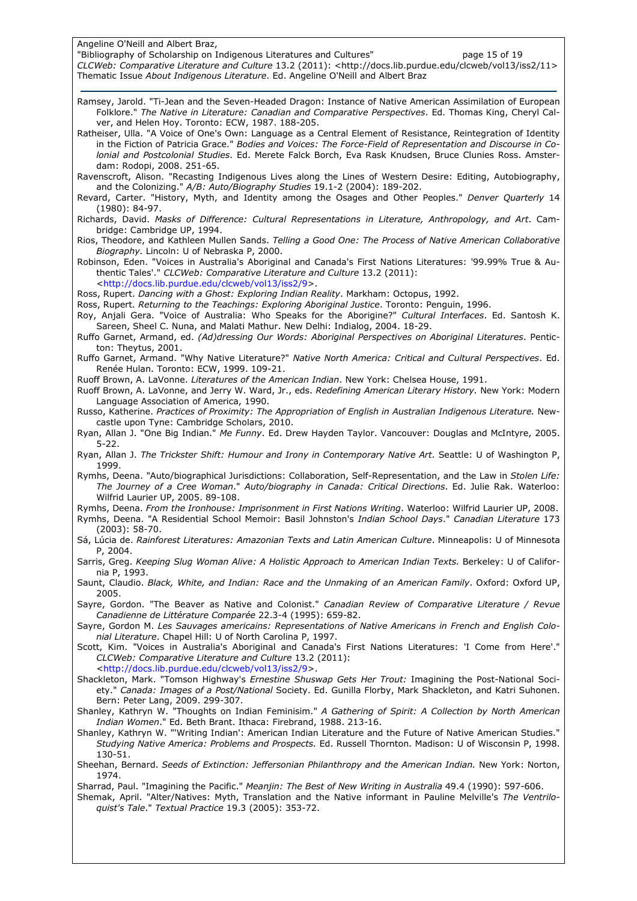Ramsey, Jarold. "Ti-Jean and the Seven-Headed Dragon: Instance of Native American Assimilation of European Folklore." *The Native in Literature: Canadian and Comparative Perspectives*. Ed. Thomas King, Cheryl Calver, and Helen Hoy. Toronto: ECW, 1987. 188-205.

Ratheiser, Ulla. "A Voice of One's Own: Language as a Central Element of Resistance, Reintegration of Identity in the Fiction of Patricia Grace." *Bodies and Voices: The Force-Field of Representation and Discourse in Colonial and Postcolonial Studies*. Ed. Merete Falck Borch, Eva Rask Knudsen, Bruce Clunies Ross. Amsterdam: Rodopi, 2008. 251-65.

Ravenscroft, Alison. "Recasting Indigenous Lives along the Lines of Western Desire: Editing, Autobiography, and the Colonizing." *A/B: Auto/Biography Studies* 19.1-2 (2004): 189-202.

Revard, Carter. "History, Myth, and Identity among the Osages and Other Peoples." *Denver Quarterly* 14 (1980): 84-97.

Richards, David. *Masks of Difference: Cultural Representations in Literature, Anthropology, and Art*. Cambridge: Cambridge UP, 1994.

Rios, Theodore, and Kathleen Mullen Sands. *Telling a Good One: The Process of Native American Collaborative Biography*. Lincoln: U of Nebraska P, 2000.

Robinson, Eden. "Voices in Australia's Aboriginal and Canada's First Nations Literatures: '99.99% True & Authentic Tales'." *CLCWeb: Comparative Literature and Culture* 13.2 (2011): <http://docs.lib.purdue.edu/clcweb/vol13/iss2/9>.

Ross, Rupert. *Dancing with a Ghost: Exploring Indian Reality*. Markham: Octopus, 1992.

Ross, Rupert. *Returning to the Teachings: Exploring Aboriginal Justice*. Toronto: Penguin, 1996.

Roy, Anjali Gera. "Voice of Australia: Who Speaks for the Aborigine?" *Cultural Interfaces*. Ed. Santosh K. Sareen, Sheel C. Nuna, and Malati Mathur. New Delhi: Indialog, 2004. 18-29.

Ruffo Garnet, Armand, ed. *(Ad)dressing Our Words: Aboriginal Perspectives on Aboriginal Literatures*. Penticton: Theytus, 2001.

Ruffo Garnet, Armand. "Why Native Literature?" *Native North America: Critical and Cultural Perspectives*. Ed. Renée Hulan. Toronto: ECW, 1999. 109-21.

Ruoff Brown, A. LaVonne. *Literatures of the American Indian*. New York: Chelsea House, 1991.

Ruoff Brown, A. LaVonne, and Jerry W. Ward, Jr., eds. *Redefining American Literary History*. New York: Modern Language Association of America, 1990.

Russo, Katherine. *Practices of Proximity: The Appropriation of English in Australian Indigenous Literature*. Newcastle upon Tyne: Cambridge Scholars, 2010.

Ryan, Allan J. "One Big Indian." *Me Funny*. Ed. Drew Hayden Taylor. Vancouver: Douglas and McIntyre, 2005. 5-22.

Ryan, Allan J. *The Trickster Shift: Humour and Irony in Contemporary Native Art*. Seattle: U of Washington P, 1999.

Rymhs, Deena. "Auto/biographical Jurisdictions: Collaboration, Self-Representation, and the Law in *Stolen Life: The Journey of a Cree Woman*." *Auto/biography in Canada: Critical Directions*. Ed. Julie Rak. Waterloo: Wilfrid Laurier UP, 2005. 89-108.

Rymhs, Deena. *From the Ironhouse: Imprisonment in First Nations Writing*. Waterloo: Wilfrid Laurier UP, 2008.

Rymhs, Deena. "A Residential School Memoir: Basil Johnston's *Indian School Days*." *Canadian Literature* 173 (2003): 58-70.

Sá, Lúcia de. *Rainforest Literatures: Amazonian Texts and Latin American Culture*. Minneapolis: U of Minnesota P, 2004.

Sarris, Greg. *Keeping Slug Woman Alive: A Holistic Approach to American Indian Texts.* Berkeley: U of California P, 1993.

Saunt, Claudio. *Black, White, and Indian: Race and the Unmaking of an American Family*. Oxford: Oxford UP, 2005.

Sayre, Gordon. "The Beaver as Native and Colonist." *Canadian Review of Comparative Literature / Revue Canadienne de Littérature Comparée* 22.3-4 (1995): 659-82.

Sayre, Gordon M. *Les Sauvages americains: Representations of Native Americans in French and English Colonial Literature*. Chapel Hill: U of North Carolina P, 1997.

Scott, Kim. "Voices in Australia's Aboriginal and Canada's First Nations Literatures: 'I Come from Here'." *CLCWeb: Comparative Literature and Culture* 13.2 (2011): <http://docs.lib.purdue.edu/clcweb/vol13/iss2/9>.

Shackleton, Mark. "Tomson Highway's *Ernestine Shuswap Gets Her Trout:* Imagining the Post-National Society." *Canada: Images of a Post/National* Society. Ed. Gunilla Florby, Mark Shackleton, and Katri Suhonen. Bern: Peter Lang, 2009. 299-307.

Shanley, Kathryn W. "Thoughts on Indian Feminisim." *A Gathering of Spirit: A Collection by North American Indian Women*." Ed. Beth Brant. Ithaca: Firebrand, 1988. 213-16.

Shanley, Kathryn W. "'Writing Indian': American Indian Literature and the Future of Native American Studies." *Studying Native America: Problems and Prospects.* Ed. Russell Thornton. Madison: U of Wisconsin P, 1998. 130-51.

Sheehan, Bernard. *Seeds of Extinction: Jeffersonian Philanthropy and the American Indian.* New York: Norton, 1974.

Sharrad, Paul. "Imagining the Pacific." *Meanjin: The Best of New Writing in Australia* 49.4 (1990): 597-606.

Shemak, April. "Alter/Natives: Myth, Translation and the Native informant in Pauline Melville's *The Ventriloquist's Tale*." *Textual Practice* 19.3 (2005): 353-72.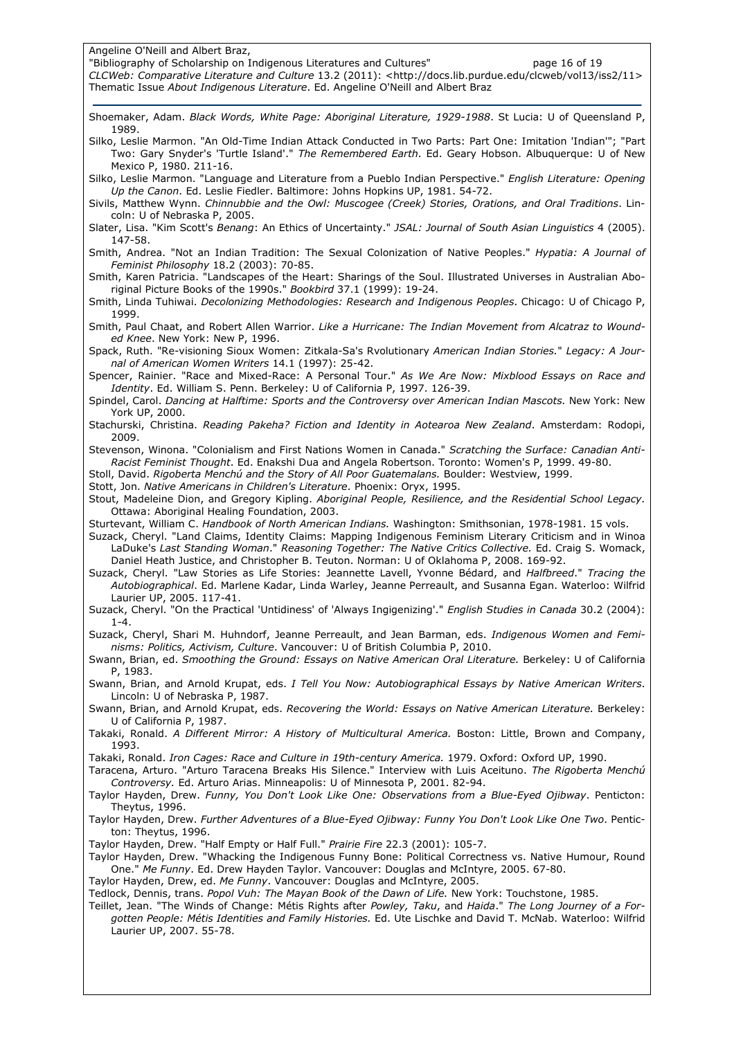Shoemaker, Adam. *Black Words, White Page: Aboriginal Literature, 1929-1988*. St Lucia: U of Queensland P, 1989.

Silko, Leslie Marmon. "An Old-Time Indian Attack Conducted in Two Parts: Part One: Imitation 'Indian'"; "Part Two: Gary Snyder's 'Turtle Island'." *The Remembered Earth*. Ed. Geary Hobson. Albuquerque: U of New Mexico P, 1980. 211-16.

Silko, Leslie Marmon. "Language and Literature from a Pueblo Indian Perspective." *English Literature: Opening Up the Canon*. Ed. Leslie Fiedler. Baltimore: Johns Hopkins UP, 1981. 54-72.

Sivils, Matthew Wynn. *Chinnubbie and the Owl: Muscogee (Creek) Stories, Orations, and Oral Traditions*. Lincoln: U of Nebraska P, 2005.

Slater, Lisa. "Kim Scott's *Benang*: An Ethics of Uncertainty." *JSAL: Journal of South Asian Linguistics* 4 (2005). 147-58.

Smith, Andrea. "Not an Indian Tradition: The Sexual Colonization of Native Peoples." *Hypatia: A Journal of Feminist Philosophy* 18.2 (2003): 70-85.

Smith, Karen Patricia. "Landscapes of the Heart: Sharings of the Soul. Illustrated Universes in Australian Aboriginal Picture Books of the 1990s." *Bookbird* 37.1 (1999): 19-24.

Smith, Linda Tuhiwai. *Decolonizing Methodologies: Research and Indigenous Peoples*. Chicago: U of Chicago P, 1999.

Smith, Paul Chaat, and Robert Allen Warrior. *Like a Hurricane: The Indian Movement from Alcatraz to Wounded Knee*. New York: New P, 1996.

Spack, Ruth. "Re-visioning Sioux Women: Zitkala-Sa's Rvolutionary *American Indian Stories*." *Legacy: A Journal of American Women Writers* 14.1 (1997): 25-42.

Spencer, Rainier. "Race and Mixed-Race: A Personal Tour." *As We Are Now: Mixblood Essays on Race and Identity*. Ed. William S. Penn. Berkeley: U of California P, 1997. 126-39.

Spindel, Carol. *Dancing at Halftime: Sports and the Controversy over American Indian Mascots.* New York: New York UP, 2000.

Stachurski, Christina. *Reading Pakeha? Fiction and Identity in Aotearoa New Zealand*. Amsterdam: Rodopi, 2009.

Stevenson, Winona. "Colonialism and First Nations Women in Canada." *Scratching the Surface: Canadian Anti-Racist Feminist Thought*. Ed. Enakshi Dua and Angela Robertson. Toronto: Women's P, 1999. 49-80.

Stoll, David. *Rigoberta Menchú and the Story of All Poor Guatemalans.* Boulder: Westview, 1999.

Stott, Jon. *Native Americans in Children's Literature*. Phoenix: Oryx, 1995.

Stout, Madeleine Dion, and Gregory Kipling. *Aboriginal People, Resilience, and the Residential School Legacy.* Ottawa: Aboriginal Healing Foundation, 2003.

Sturtevant, William C. *Handbook of North American Indians.* Washington: Smithsonian, 1978-1981. 15 vols.

Suzack, Cheryl. "Land Claims, Identity Claims: Mapping Indigenous Feminism Literary Criticism and in Winoa LaDuke's *Last Standing Woman*." *Reasoning Together: The Native Critics Collective.* Ed. Craig S. Womack, Daniel Heath Justice, and Christopher B. Teuton. Norman: U of Oklahoma P, 2008. 169-92.

Suzack, Cheryl. "Law Stories as Life Stories: Jeannette Lavell, Yvonne Bédard, and *Halfbreed*." *Tracing the Autobiographical*. Ed. Marlene Kadar, Linda Warley, Jeanne Perreault, and Susanna Egan. Waterloo: Wilfrid Laurier UP, 2005. 117-41.

Suzack, Cheryl. "On the Practical 'Untidiness' of 'Always Ingigenizing'." *English Studies in Canada* 30.2 (2004): 1-4.

Suzack, Cheryl, Shari M. Huhndorf, Jeanne Perreault, and Jean Barman, eds. *Indigenous Women and Feminisms: Politics, Activism, Culture*. Vancouver: U of British Columbia P, 2010.

Swann, Brian, ed. *Smoothing the Ground: Essays on Native American Oral Literature.* Berkeley: U of California P, 1983.

Swann, Brian, and Arnold Krupat, eds. *I Tell You Now: Autobiographical Essays by Native American Writers*. Lincoln: U of Nebraska P, 1987.

Swann, Brian, and Arnold Krupat, eds. *Recovering the World: Essays on Native American Literature.* Berkeley: U of California P, 1987.

Takaki, Ronald. *A Different Mirror: A History of Multicultural America.* Boston: Little, Brown and Company, 1993.

Takaki, Ronald. *Iron Cages: Race and Culture in 19th-century America.* 1979. Oxford: Oxford UP, 1990.

Taracena, Arturo. "Arturo Taracena Breaks His Silence." Interview with Luis Aceituno. *The Rigoberta Menchú Controversy*. Ed. Arturo Arias. Minneapolis: U of Minnesota P, 2001. 82-94.

Taylor Hayden, Drew. *Funny, You Don't Look Like One: Observations from a Blue-Eyed Ojibway*. Penticton: Theytus, 1996.

Taylor Hayden, Drew. *Further Adventures of a Blue-Eyed Ojibway: Funny You Don't Look Like One Two*. Penticton: Theytus, 1996.

Taylor Hayden, Drew. "Half Empty or Half Full." *Prairie Fire* 22.3 (2001): 105-7.

Taylor Hayden, Drew. "Whacking the Indigenous Funny Bone: Political Correctness vs. Native Humour, Round One." *Me Funny*. Ed. Drew Hayden Taylor. Vancouver: Douglas and McIntyre, 2005. 67-80.

Taylor Hayden, Drew, ed. *Me Funny*. Vancouver: Douglas and McIntyre, 2005.

Tedlock, Dennis, trans. *Popol Vuh: The Mayan Book of the Dawn of Life.* New York: Touchstone, 1985.

Teillet, Jean. "The Winds of Change: Métis Rights after *Powley, Taku*, and *Haida*." *The Long Journey of a Forgotten People: Métis Identities and Family Histories.* Ed. Ute Lischke and David T. McNab. Waterloo: Wilfrid Laurier UP, 2007. 55-78.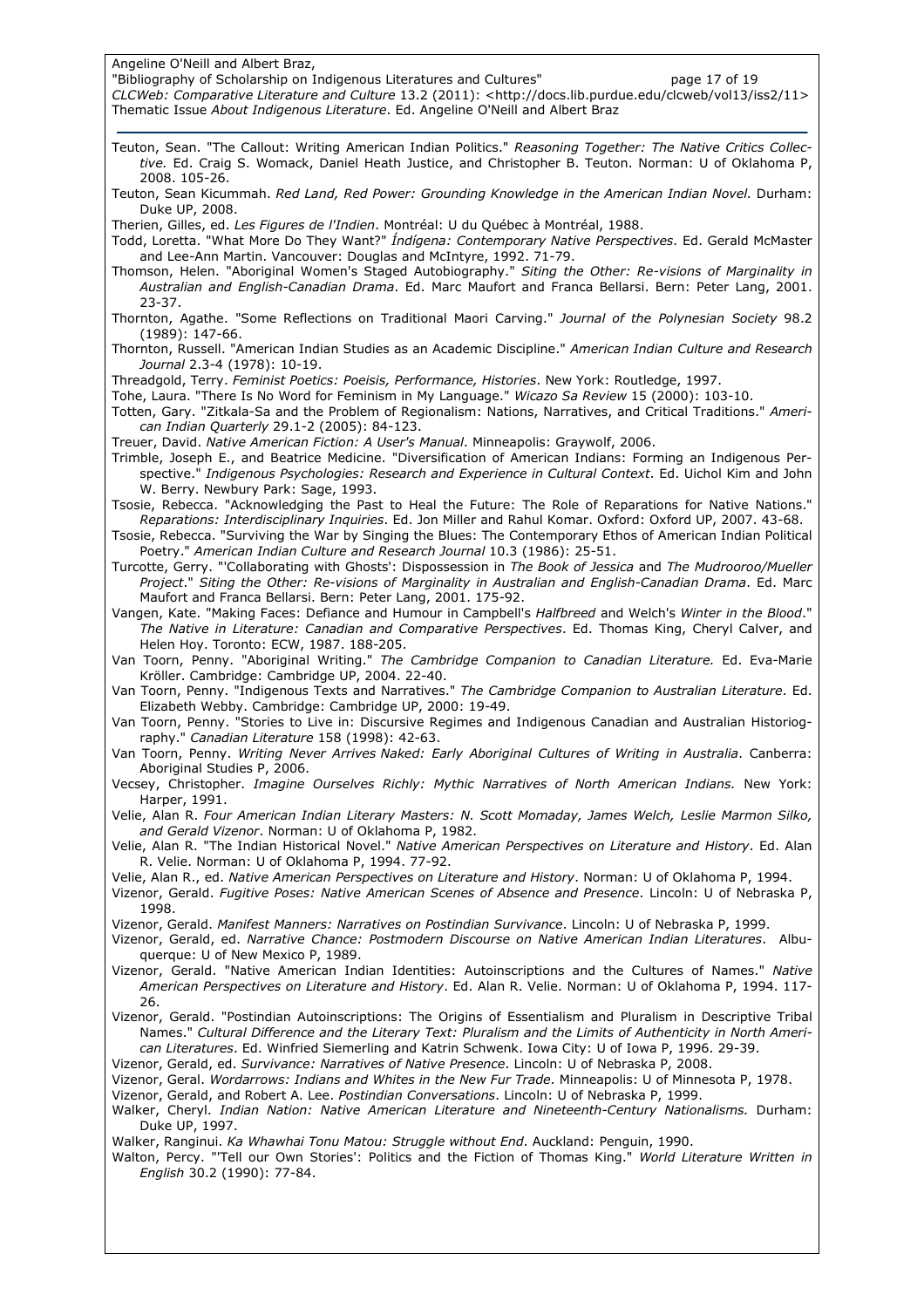Teuton, Sean. "The Callout: Writing American Indian Politics." *Reasoning Together: The Native Critics Collective.* Ed. Craig S. Womack, Daniel Heath Justice, and Christopher B. Teuton. Norman: U of Oklahoma P, 2008. 105-26.

Teuton, Sean Kicummah. *Red Land, Red Power: Grounding Knowledge in the American Indian Novel.* Durham: Duke UP, 2008.

Therien, Gilles, ed. *Les Figures de l'Indien*. Montréal: U du Québec à Montréal, 1988.

Todd, Loretta. "What More Do They Want?" *Índígena: Contemporary Native Perspectives*. Ed. Gerald McMaster and Lee-Ann Martin. Vancouver: Douglas and McIntyre, 1992. 71-79.

Thomson, Helen. "Aboriginal Women's Staged Autobiography." *Siting the Other: Re-visions of Marginality in Australian and English-Canadian Drama*. Ed. Marc Maufort and Franca Bellarsi. Bern: Peter Lang, 2001. 23-37.

Thornton, Agathe. "Some Reflections on Traditional Maori Carving." *Journal of the Polynesian Society* 98.2 (1989): 147-66.

Thornton, Russell. "American Indian Studies as an Academic Discipline." *American Indian Culture and Research Journal* 2.3-4 (1978): 10-19.

Threadgold, Terry. *Feminist Poetics: Poeisis, Performance, Histories*. New York: Routledge, 1997.

Tohe, Laura. "There Is No Word for Feminism in My Language." *Wicazo Sa Review* 15 (2000): 103-10.

Totten, Gary. "Zitkala-Sa and the Problem of Regionalism: Nations, Narratives, and Critical Traditions." *American Indian Quarterly* 29.1-2 (2005): 84-123.

Treuer, David. *Native American Fiction: A User's Manual*. Minneapolis: Graywolf, 2006.

Trimble, Joseph E., and Beatrice Medicine. "Diversification of American Indians: Forming an Indigenous Perspective." *Indigenous Psychologies: Research and Experience in Cultural Context*. Ed. Uichol Kim and John W. Berry. Newbury Park: Sage, 1993.

Tsosie, Rebecca. "Acknowledging the Past to Heal the Future: The Role of Reparations for Native Nations." *Reparations: Interdisciplinary Inquiries*. Ed. Jon Miller and Rahul Komar. Oxford: Oxford UP, 2007. 43-68.

Tsosie, Rebecca. "Surviving the War by Singing the Blues: The Contemporary Ethos of American Indian Political Poetry." *American Indian Culture and Research Journal* 10.3 (1986): 25-51.

Turcotte, Gerry. "'Collaborating with Ghosts': Dispossession in *The Book of Jessica* and *The Mudrooroo/Mueller Project*." *Siting the Other: Re-visions of Marginality in Australian and English-Canadian Drama*. Ed. Marc Maufort and Franca Bellarsi. Bern: Peter Lang, 2001. 175-92.

Vangen, Kate. "Making Faces: Defiance and Humour in Campbell's *Halfbreed* and Welch's *Winter in the Blood*." *The Native in Literature: Canadian and Comparative Perspectives*. Ed. Thomas King, Cheryl Calver, and Helen Hoy. Toronto: ECW, 1987. 188-205.

Van Toorn, Penny. "Aboriginal Writing." *The Cambridge Companion to Canadian Literature.* Ed. Eva-Marie Kröller. Cambridge: Cambridge UP, 2004. 22-40.

Van Toorn, Penny. "Indigenous Texts and Narratives." *The Cambridge Companion to Australian Literature*. Ed. Elizabeth Webby. Cambridge: Cambridge UP, 2000: 19-49.

Van Toorn, Penny. "Stories to Live in: Discursive Regimes and Indigenous Canadian and Australian Historiography." *Canadian Literature* 158 (1998): 42-63.

Van Toorn, Penny. *Writing Never Arrives Naked: Early Aboriginal Cultures of Writing in Australia*. Canberra: Aboriginal Studies P, 2006.

Vecsey, Christopher. *Imagine Ourselves Richly: Mythic Narratives of North American Indians.* New York: Harper, 1991.

Velie, Alan R. *Four American Indian Literary Masters: N. Scott Momaday, James Welch, Leslie Marmon Silko, and Gerald Vizenor*. Norman: U of Oklahoma P, 1982.

Velie, Alan R. "The Indian Historical Novel." *Native American Perspectives on Literature and History*. Ed. Alan R. Velie. Norman: U of Oklahoma P, 1994. 77-92.

Velie, Alan R., ed. *Native American Perspectives on Literature and History*. Norman: U of Oklahoma P, 1994.

Vizenor, Gerald. *Fugitive Poses: Native American Scenes of Absence and Presence*. Lincoln: U of Nebraska P, 1998.

Vizenor, Gerald. *Manifest Manners: Narratives on Postindian Survivance*. Lincoln: U of Nebraska P, 1999.

Vizenor, Gerald, ed. *Narrative Chance: Postmodern Discourse on Native American Indian Literatures*. Albuquerque: U of New Mexico P, 1989.

Vizenor, Gerald. "Native American Indian Identities: Autoinscriptions and the Cultures of Names." *Native American Perspectives on Literature and History*. Ed. Alan R. Velie. Norman: U of Oklahoma P, 1994. 117-26.

Vizenor, Gerald. "Postindian Autoinscriptions: The Origins of Essentialism and Pluralism in Descriptive Tribal Names." *Cultural Difference and the Literary Text: Pluralism and the Limits of Authenticity in North American Literatures*. Ed. Winfried Siemerling and Katrin Schwenk. Iowa City: U of Iowa P, 1996. 29-39.

Vizenor, Gerald, ed. *Survivance: Narratives of Native Presence*. Lincoln: U of Nebraska P, 2008.

Vizenor, Geral. *Wordarrows: Indians and Whites in the New Fur Trade*. Minneapolis: U of Minnesota P, 1978.

Vizenor, Gerald, and Robert A. Lee. *Postindian Conversations*. Lincoln: U of Nebraska P, 1999.

Walker, Cheryl. *Indian Nation: Native American Literature and Nineteenth-Century Nationalisms.* Durham: Duke UP, 1997.

Walker, Ranginui. *Ka Whawhai Tonu Matou: Struggle without End*. Auckland: Penguin, 1990.

Walton, Percy. "'Tell our Own Stories': Politics and the Fiction of Thomas King." *World Literature Written in English* 30.2 (1990): 77-84.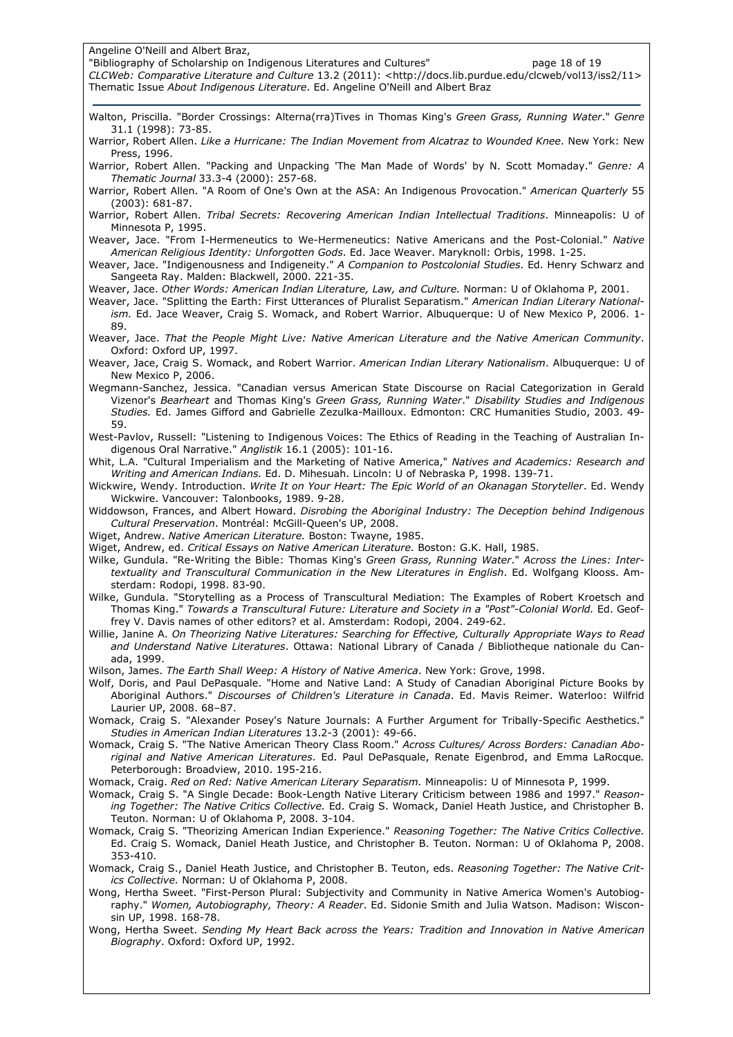Walton, Priscilla. "Border Crossings: Alterna(rra)Tives in Thomas King's *Green Grass, Running Water*." *Genre* 31.1 (1998): 73-85.

Warrior, Robert Allen. *Like a Hurricane: The Indian Movement from Alcatraz to Wounded Knee*. New York: New Press, 1996.

Warrior, Robert Allen. "Packing and Unpacking 'The Man Made of Words' by N. Scott Momaday." *Genre: A Thematic Journal* 33.3-4 (2000): 257-68.

Warrior, Robert Allen. "A Room of One's Own at the ASA: An Indigenous Provocation." *American Quarterly* 55 (2003): 681-87.

Warrior, Robert Allen. *Tribal Secrets: Recovering American Indian Intellectual Traditions*. Minneapolis: U of Minnesota P, 1995.

Weaver, Jace. "From I-Hermeneutics to We-Hermeneutics: Native Americans and the Post-Colonial." *Native American Religious Identity: Unforgotten Gods*. Ed. Jace Weaver. Maryknoll: Orbis, 1998. 1-25.

Weaver, Jace. "Indigenousness and Indigeneity." *A Companion to Postcolonial Studies*. Ed. Henry Schwarz and Sangeeta Ray. Malden: Blackwell, 2000. 221-35.

Weaver, Jace. *Other Words: American Indian Literature, Law, and Culture.* Norman: U of Oklahoma P, 2001.

Weaver, Jace. "Splitting the Earth: First Utterances of Pluralist Separatism." *American Indian Literary Nationalism.* Ed. Jace Weaver, Craig S. Womack, and Robert Warrior. Albuquerque: U of New Mexico P, 2006. 1-89.

Weaver, Jace. *That the People Might Live: Native American Literature and the Native American Community*. Oxford: Oxford UP, 1997.

Weaver, Jace, Craig S. Womack, and Robert Warrior. *American Indian Literary Nationalism*. Albuquerque: U of New Mexico P, 2006.

Wegmann-Sanchez, Jessica. "Canadian versus American State Discourse on Racial Categorization in Gerald Vizenor's *Bearheart* and Thomas King's *Green Grass, Running Water*." *Disability Studies and Indigenous Studies.* Ed. James Gifford and Gabrielle Zezulka-Mailloux. Edmonton: CRC Humanities Studio, 2003. 49-59.

West-Pavlov, Russell: "Listening to Indigenous Voices: The Ethics of Reading in the Teaching of Australian Indigenous Oral Narrative." *Anglistik* 16.1 (2005): 101-16.

Whit, L.A. "Cultural Imperialism and the Marketing of Native America," *Natives and Academics: Research and Writing and American Indians.* Ed. D. Mihesuah. Lincoln: U of Nebraska P, 1998. 139-71.

Wickwire, Wendy. Introduction. *Write It on Your Heart: The Epic World of an Okanagan Storyteller*. Ed. Wendy Wickwire. Vancouver: Talonbooks, 1989. 9-28.

Widdowson, Frances, and Albert Howard. *Disrobing the Aboriginal Industry: The Deception behind Indigenous Cultural Preservation*. Montréal: McGill-Queen's UP, 2008.

Wiget, Andrew. *Native American Literature.* Boston: Twayne, 1985.

Wiget, Andrew, ed. *Critical Essays on Native American Literature.* Boston: G.K. Hall, 1985.

Wilke, Gundula. "Re-Writing the Bible: Thomas King's *Green Grass, Running Water*." *Across the Lines: Intertextuality and Transcultural Communication in the New Literatures in English*. Ed. Wolfgang Klooss. Amsterdam: Rodopi, 1998. 83-90.

Wilke, Gundula. "Storytelling as a Process of Transcultural Mediation: The Examples of Robert Kroetsch and Thomas King." *Towards a Transcultural Future: Literature and Society in a "Post"-Colonial World.* Ed. Geoffrey V. Davis names of other editors? et al. Amsterdam: Rodopi, 2004. 249-62.

Willie, Janine A. *On Theorizing Native Literatures: Searching for Effective, Culturally Appropriate Ways to Read and Understand Native Literatures*. Ottawa: National Library of Canada / Bibliotheque nationale du Canada, 1999.

Wilson, James. *The Earth Shall Weep: A History of Native America*. New York: Grove, 1998.

Wolf, Doris, and Paul DePasquale. "Home and Native Land: A Study of Canadian Aboriginal Picture Books by Aboriginal Authors." *Discourses of Children's Literature in Canada*. Ed. Mavis Reimer. Waterloo: Wilfrid Laurier UP, 2008. 68–87.

Womack, Craig S. "Alexander Posey's Nature Journals: A Further Argument for Tribally-Specific Aesthetics." *Studies in American Indian Literatures* 13.2-3 (2001): 49-66.

Womack, Craig S. "The Native American Theory Class Room." *Across Cultures/ Across Borders: Canadian Aboriginal and Native American Literatures*. Ed. Paul DePasquale, Renate Eigenbrod, and Emma LaRocque. Peterborough: Broadview, 2010. 195-216.

Womack, Craig. *Red on Red: Native American Literary Separatism.* Minneapolis: U of Minnesota P, 1999.

Womack, Craig S. "A Single Decade: Book-Length Native Literary Criticism between 1986 and 1997." *Reasoning Together: The Native Critics Collective.* Ed. Craig S. Womack, Daniel Heath Justice, and Christopher B. Teuton. Norman: U of Oklahoma P, 2008. 3-104.

Womack, Craig S. "Theorizing American Indian Experience." *Reasoning Together: The Native Critics Collective.* Ed. Craig S. Womack, Daniel Heath Justice, and Christopher B. Teuton. Norman: U of Oklahoma P, 2008. 353-410.

Womack, Craig S., Daniel Heath Justice, and Christopher B. Teuton, eds. *Reasoning Together: The Native Critics Collective.* Norman: U of Oklahoma P, 2008.

Wong, Hertha Sweet. "First-Person Plural: Subjectivity and Community in Native America Women's Autobiography." *Women, Autobiography, Theory: A Reader*. Ed. Sidonie Smith and Julia Watson. Madison: Wisconsin UP, 1998. 168-78.

Wong, Hertha Sweet. *Sending My Heart Back across the Years: Tradition and Innovation in Native American Biography*. Oxford: Oxford UP, 1992.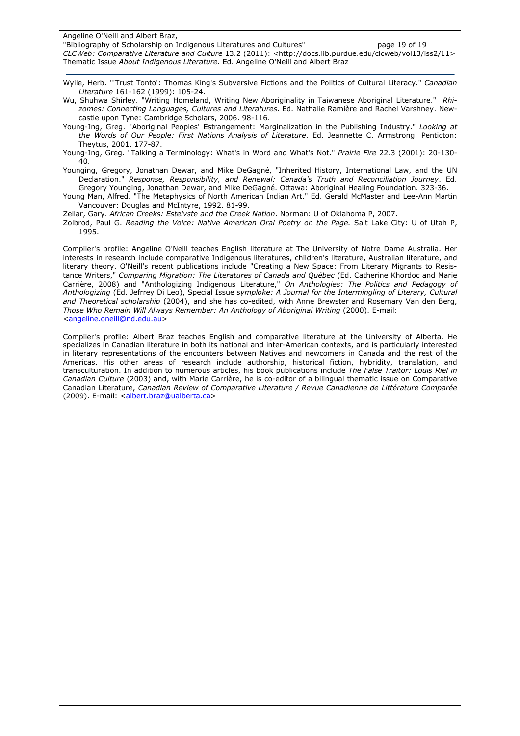Wyile, Herb. "'Trust Tonto': Thomas King's Subversive Fictions and the Politics of Cultural Literacy." *Canadian Literature* 161-162 (1999): 105-24.

Wu, Shuhwa Shirley. "Writing Homeland, Writing New Aboriginality in Taiwanese Aboriginal Literature." *Rhizomes: Connecting Languages, Cultures and Literatures*. Ed. Nathalie Ramière and Rachel Varshney. Newcastle upon Tyne: Cambridge Scholars, 2006. 98-116.

Young-Ing, Greg. "Aboriginal Peoples' Estrangement: Marginalization in the Publishing Industry." *Looking at the Words of Our People: First Nations Analysis of Literature*. Ed. Jeannette C. Armstrong. Penticton: Theytus, 2001. 177-87.

Young-Ing, Greg. "Talking a Terminology: What's in Word and What's Not." *Prairie Fire* 22.3 (2001): 20-130-40.

Younging, Gregory, Jonathan Dewar, and Mike DeGagné, "Inherited History, International Law, and the UN Declaration." *Response, Responsibility, and Renewal: Canada's Truth and Reconciliation Journey*. Ed. Gregory Younging, Jonathan Dewar, and Mike DeGagné. Ottawa: Aboriginal Healing Foundation. 323-36.

Young Man, Alfred. "The Metaphysics of North American Indian Art." Ed. Gerald McMaster and Lee-Ann Martin Vancouver: Douglas and McIntyre, 1992. 81-99.

Zellar, Gary. *African Creeks: Estelvste and the Creek Nation*. Norman: U of Oklahoma P, 2007.

Zolbrod, Paul G. *Reading the Voice: Native American Oral Poetry on the Page.* Salt Lake City: U of Utah P, 1995.

Compiler's profile: Angeline O'Neill teaches English literature at The University of Notre Dame Australia. Her interests in research include comparative Indigenous literatures, children's literature, Australian literature, and literary theory. O'Neill's recent publications include "Creating a New Space: From Literary Migrants to Resistance Writers," *Comparing Migration: The Literatures of Canada and Québec* (Ed. Catherine Khordoc and Marie Carrière, 2008) and "Anthologizing Indigenous Literature," *On Anthologies: The Politics and Pedagogy of Anthologizing* (Ed. Jeffrey Di Leo), Special Issue *symploke: A Journal for the Intermingling of Literary, Cultural and Theoretical scholarship* (2004), and she has co-edited, with Anne Brewster and Rosemary Van den Berg, *Those Who Remain Will Always Remember: An Anthology of Aboriginal Writing* (2000). E-mail: <angeline.oneill@nd.edu.au>

Compiler's profile: Albert Braz teaches English and comparative literature at the University of Alberta. He specializes in Canadian literature in both its national and inter-American contexts, and is particularly interested in literary representations of the encounters between Natives and newcomers in Canada and the rest of the Americas. His other areas of research include authorship, historical fiction, hybridity, translation, and transculturation. In addition to numerous articles, his book publications include *The False Traitor: Louis Riel in Canadian Culture* (2003) and, with Marie Carrière, he is co-editor of a bilingual thematic issue on Comparative Canadian Literature, *Canadian Review of Comparative Literature / Revue Canadienne de Littérature Comparée* (2009). E-mail: <albert.braz@ualberta.ca>